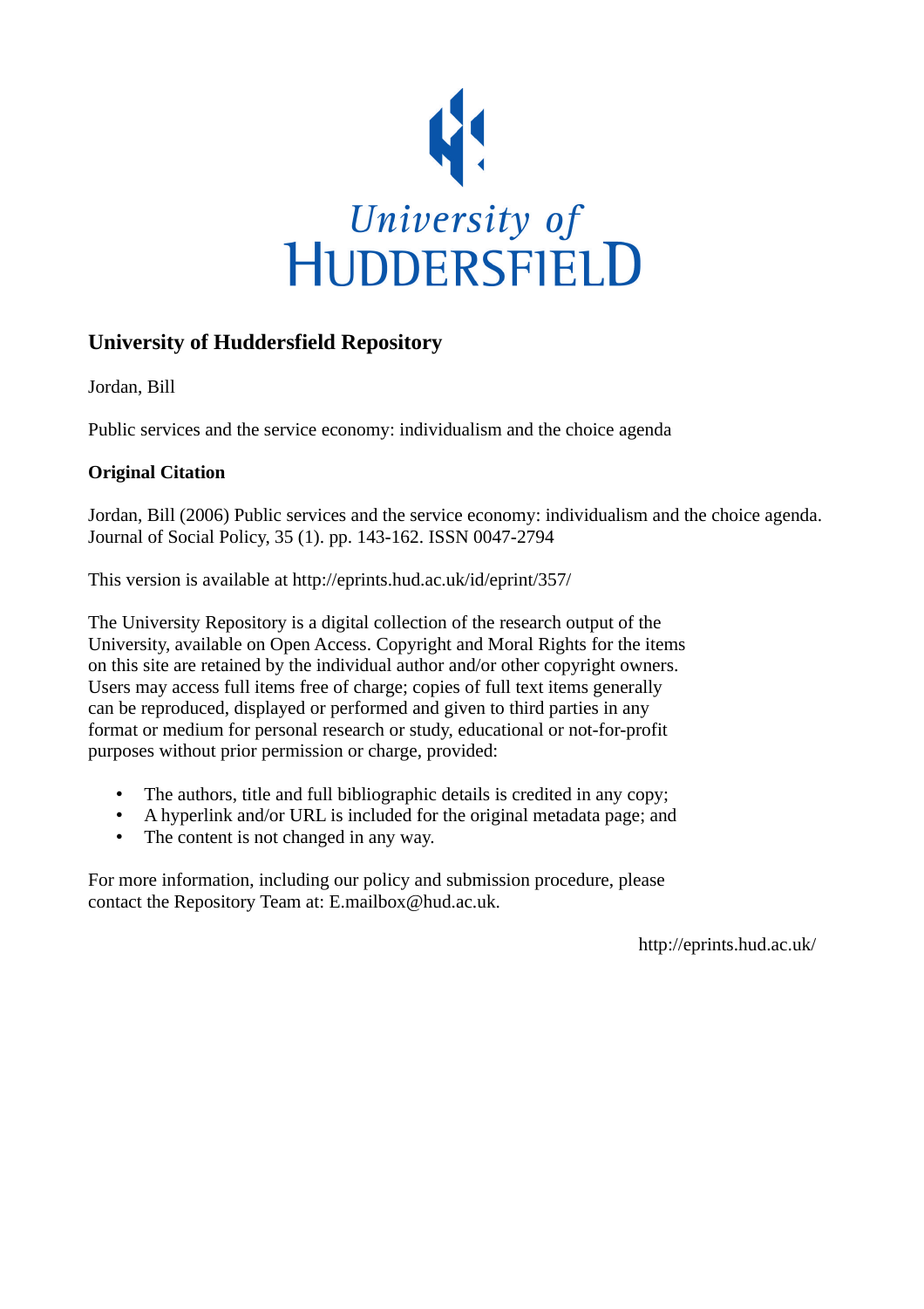University of
HUDDERSFIELD

## University of Huddersfield Repository

Jordan, Bill

Public services and the service economy: individualism and the choice agenda

### Original Citation

Jordan, Bill (2006) Public services and the service economy: individualism and the choice agenda. Journal of Social Policy, 35 (1). pp. 143-162. ISSN 0047-2794

This version is available at http://eprints.hud.ac.uk/id/eprint/357/

The University Repository is a digital collection of the research output of the University, available on Open Access. Copyright and Moral Rights for the items on this site are retained by the individual author and/or other copyright owners. Users may access full items free of charge; copies of full text items generally can be reproduced, displayed or performed and given to third parties in any format or medium for personal research or study, educational or not-for-profit purposes without prior permission or charge, provided:

- The authors, title and full bibliographic details is credited in any copy;
- A hyperlink and/or URL is included for the original metadata page; and
- The content is not changed in any way.

For more information, including our policy and submission procedure, please contact the Repository Team at: E.mailbox@hud.ac.uk.

http://eprints.hud.ac.uk/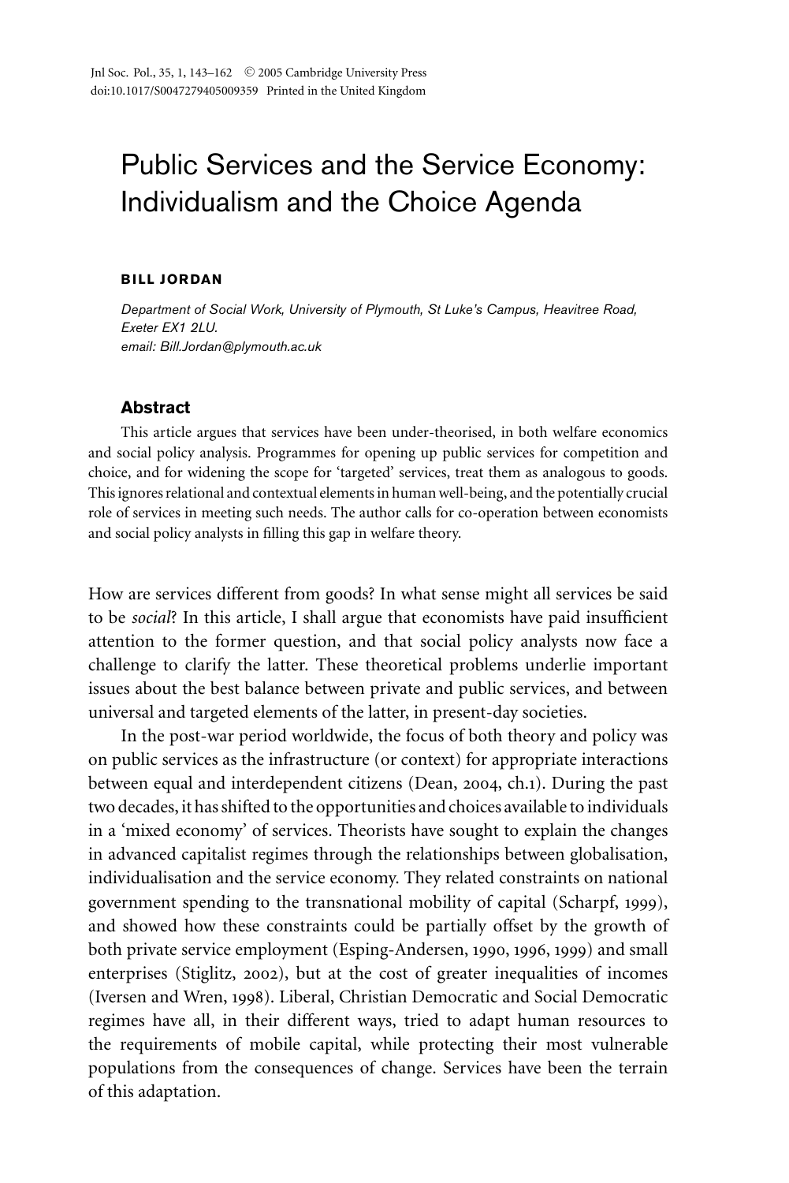# Public Services and the Service Economy: Individualism and the Choice Agenda

**BILL JORDAN**

*Department of Social Work, University of Plymouth, St Luke's Campus, Heavitree Road, Exeter EX1 2LU.*
*email: Bill.Jordan@plymouth.ac.uk*

## Abstract

This article argues that services have been under-theorised, in both welfare economics and social policy analysis. Programmes for opening up public services for competition and choice, and for widening the scope for 'targeted' services, treat them as analogous to goods. This ignores relational and contextual elements in human well-being, and the potentially crucial role of services in meeting such needs. The author calls for co-operation between economists and social policy analysts in filling this gap in welfare theory.

How are services different from goods? In what sense might all services be said to be *social*? In this article, I shall argue that economists have paid insufficient attention to the former question, and that social policy analysts now face a challenge to clarify the latter. These theoretical problems underlie important issues about the best balance between private and public services, and between universal and targeted elements of the latter, in present-day societies.

In the post-war period worldwide, the focus of both theory and policy was on public services as the infrastructure (or context) for appropriate interactions between equal and interdependent citizens (Dean, 2004, ch.1). During the past two decades, it has shifted to the opportunities and choices available to individuals in a 'mixed economy' of services. Theorists have sought to explain the changes in advanced capitalist regimes through the relationships between globalisation, individualisation and the service economy. They related constraints on national government spending to the transnational mobility of capital (Scharpf, 1999), and showed how these constraints could be partially offset by the growth of both private service employment (Esping-Andersen, 1990, 1996, 1999) and small enterprises (Stiglitz, 2002), but at the cost of greater inequalities of incomes (Iversen and Wren, 1998). Liberal, Christian Democratic and Social Democratic regimes have all, in their different ways, tried to adapt human resources to the requirements of mobile capital, while protecting their most vulnerable populations from the consequences of change. Services have been the terrain of this adaptation.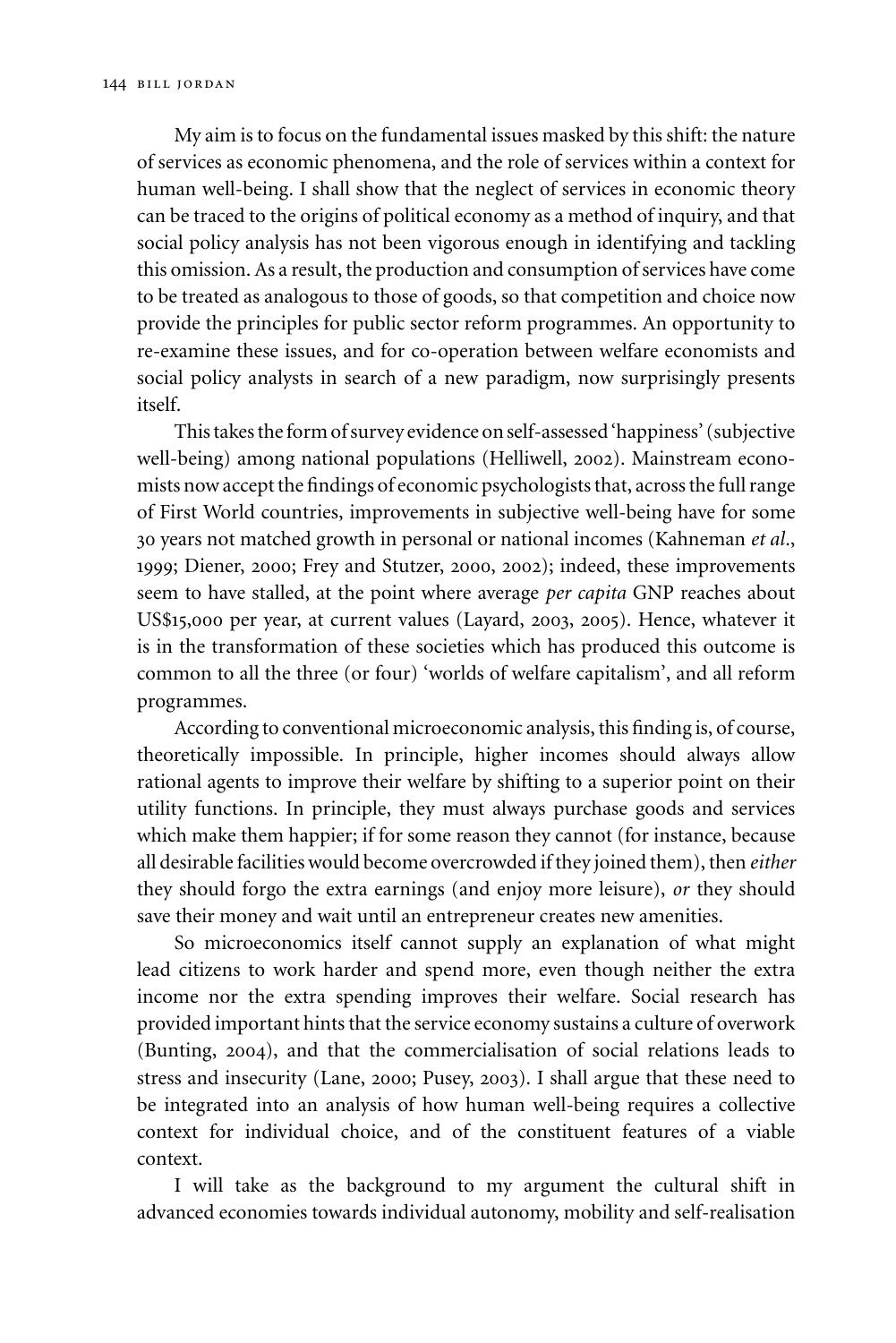My aim is to focus on the fundamental issues masked by this shift: the nature of services as economic phenomena, and the role of services within a context for human well-being. I shall show that the neglect of services in economic theory can be traced to the origins of political economy as a method of inquiry, and that social policy analysis has not been vigorous enough in identifying and tackling this omission. As a result, the production and consumption of services have come to be treated as analogous to those of goods, so that competition and choice now provide the principles for public sector reform programmes. An opportunity to re-examine these issues, and for co-operation between welfare economists and social policy analysts in search of a new paradigm, now surprisingly presents itself.

This takes the form of survey evidence on self-assessed 'happiness' (subjective well-being) among national populations (Helliwell, 2002). Mainstream economists now accept the findings of economic psychologists that, across the full range of First World countries, improvements in subjective well-being have for some 30 years not matched growth in personal or national incomes (Kahneman *et al*., 1999; Diener, 2000; Frey and Stutzer, 2000, 2002); indeed, these improvements seem to have stalled, at the point where average *per capita* GNP reaches about US$15,000 per year, at current values (Layard, 2003, 2005). Hence, whatever it is in the transformation of these societies which has produced this outcome is common to all the three (or four) 'worlds of welfare capitalism', and all reform programmes.

According to conventional microeconomic analysis, this finding is, of course, theoretically impossible. In principle, higher incomes should always allow rational agents to improve their welfare by shifting to a superior point on their utility functions. In principle, they must always purchase goods and services which make them happier; if for some reason they cannot (for instance, because all desirable facilities would become overcrowded if they joined them), then *either* they should forgo the extra earnings (and enjoy more leisure), *or* they should save their money and wait until an entrepreneur creates new amenities.

So microeconomics itself cannot supply an explanation of what might lead citizens to work harder and spend more, even though neither the extra income nor the extra spending improves their welfare. Social research has provided important hints that the service economy sustains a culture of overwork (Bunting, 2004), and that the commercialisation of social relations leads to stress and insecurity (Lane, 2000; Pusey, 2003). I shall argue that these need to be integrated into an analysis of how human well-being requires a collective context for individual choice, and of the constituent features of a viable context.

I will take as the background to my argument the cultural shift in advanced economies towards individual autonomy, mobility and self-realisation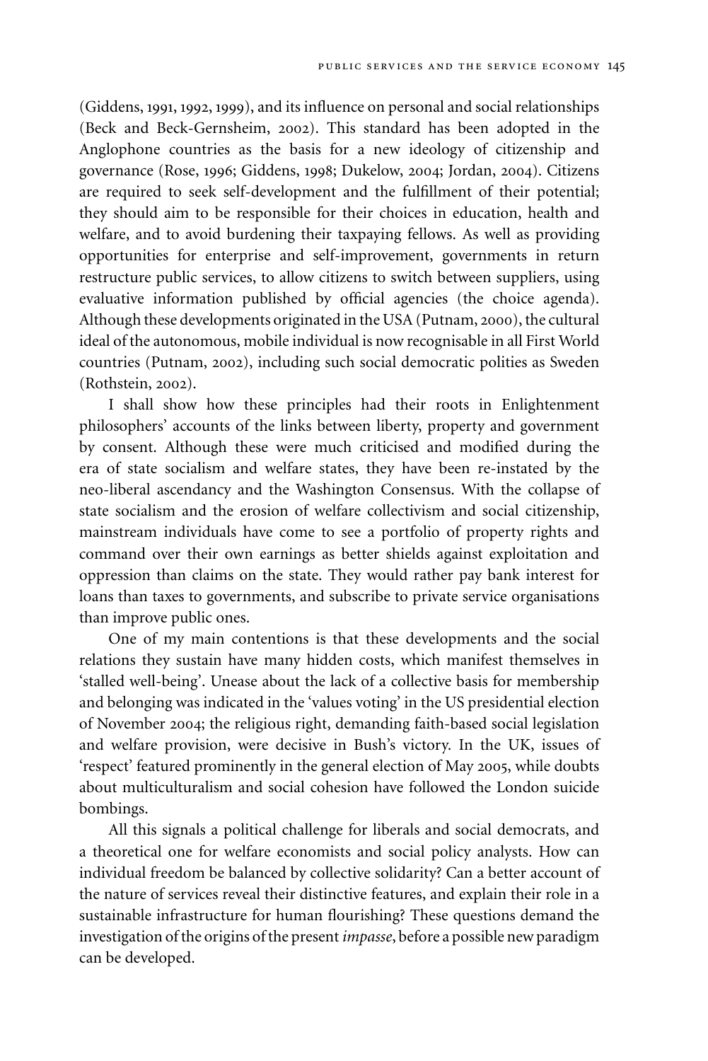(Giddens, 1991, 1992, 1999), and its influence on personal and social relationships (Beck and Beck-Gernsheim, 2002). This standard has been adopted in the Anglophone countries as the basis for a new ideology of citizenship and governance (Rose, 1996; Giddens, 1998; Dukelow, 2004; Jordan, 2004). Citizens are required to seek self-development and the fulfillment of their potential; they should aim to be responsible for their choices in education, health and welfare, and to avoid burdening their taxpaying fellows. As well as providing opportunities for enterprise and self-improvement, governments in return restructure public services, to allow citizens to switch between suppliers, using evaluative information published by official agencies (the choice agenda). Although these developments originated in the USA (Putnam, 2000), the cultural ideal of the autonomous, mobile individual is now recognisable in all First World countries (Putnam, 2002), including such social democratic polities as Sweden (Rothstein, 2002).

I shall show how these principles had their roots in Enlightenment philosophers' accounts of the links between liberty, property and government by consent. Although these were much criticised and modified during the era of state socialism and welfare states, they have been re-instated by the neo-liberal ascendancy and the Washington Consensus. With the collapse of state socialism and the erosion of welfare collectivism and social citizenship, mainstream individuals have come to see a portfolio of property rights and command over their own earnings as better shields against exploitation and oppression than claims on the state. They would rather pay bank interest for loans than taxes to governments, and subscribe to private service organisations than improve public ones.

One of my main contentions is that these developments and the social relations they sustain have many hidden costs, which manifest themselves in 'stalled well-being'. Unease about the lack of a collective basis for membership and belonging was indicated in the 'values voting' in the US presidential election of November 2004; the religious right, demanding faith-based social legislation and welfare provision, were decisive in Bush's victory. In the UK, issues of 'respect' featured prominently in the general election of May 2005, while doubts about multiculturalism and social cohesion have followed the London suicide bombings.

All this signals a political challenge for liberals and social democrats, and a theoretical one for welfare economists and social policy analysts. How can individual freedom be balanced by collective solidarity? Can a better account of the nature of services reveal their distinctive features, and explain their role in a sustainable infrastructure for human flourishing? These questions demand the investigation of the origins of the present *impasse*, before a possible new paradigm can be developed.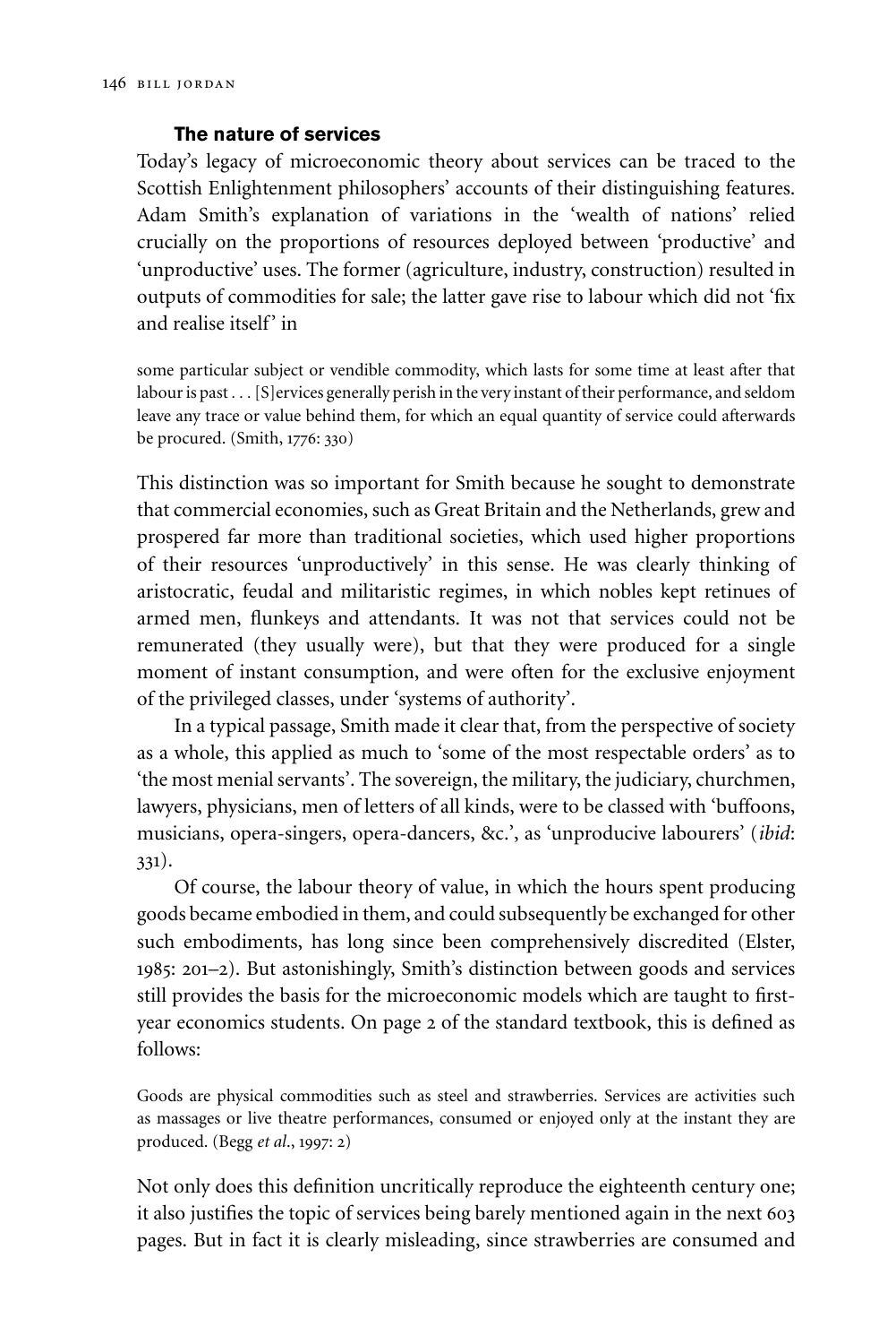### The nature of services

Today's legacy of microeconomic theory about services can be traced to the Scottish Enlightenment philosophers' accounts of their distinguishing features. Adam Smith's explanation of variations in the 'wealth of nations' relied crucially on the proportions of resources deployed between 'productive' and 'unproductive' uses. The former (agriculture, industry, construction) resulted in outputs of commodities for sale; the latter gave rise to labour which did not 'fix and realise itself' in

> some particular subject or vendible commodity, which lasts for some time at least after that labour is past . . . [S]ervices generally perish in the very instant of their performance, and seldom leave any trace or value behind them, for which an equal quantity of service could afterwards be procured. (Smith, 1776: 330)

This distinction was so important for Smith because he sought to demonstrate that commercial economies, such as Great Britain and the Netherlands, grew and prospered far more than traditional societies, which used higher proportions of their resources 'unproductively' in this sense. He was clearly thinking of aristocratic, feudal and militaristic regimes, in which nobles kept retinues of armed men, flunkeys and attendants. It was not that services could not be remunerated (they usually were), but that they were produced for a single moment of instant consumption, and were often for the exclusive enjoyment of the privileged classes, under 'systems of authority'.

In a typical passage, Smith made it clear that, from the perspective of society as a whole, this applied as much to 'some of the most respectable orders' as to 'the most menial servants'. The sovereign, the military, the judiciary, churchmen, lawyers, physicians, men of letters of all kinds, were to be classed with 'buffoons, musicians, opera-singers, opera-dancers, &c.', as 'unproducive labourers' (*ibid*: 331).

Of course, the labour theory of value, in which the hours spent producing goods became embodied in them, and could subsequently be exchanged for other such embodiments, has long since been comprehensively discredited (Elster, 1985: 201–2). But astonishingly, Smith's distinction between goods and services still provides the basis for the microeconomic models which are taught to first-year economics students. On page 2 of the standard textbook, this is defined as follows:

> Goods are physical commodities such as steel and strawberries. Services are activities such as massages or live theatre performances, consumed or enjoyed only at the instant they are produced. (Begg *et al*., 1997: 2)

Not only does this definition uncritically reproduce the eighteenth century one; it also justifies the topic of services being barely mentioned again in the next 603 pages. But in fact it is clearly misleading, since strawberries are consumed and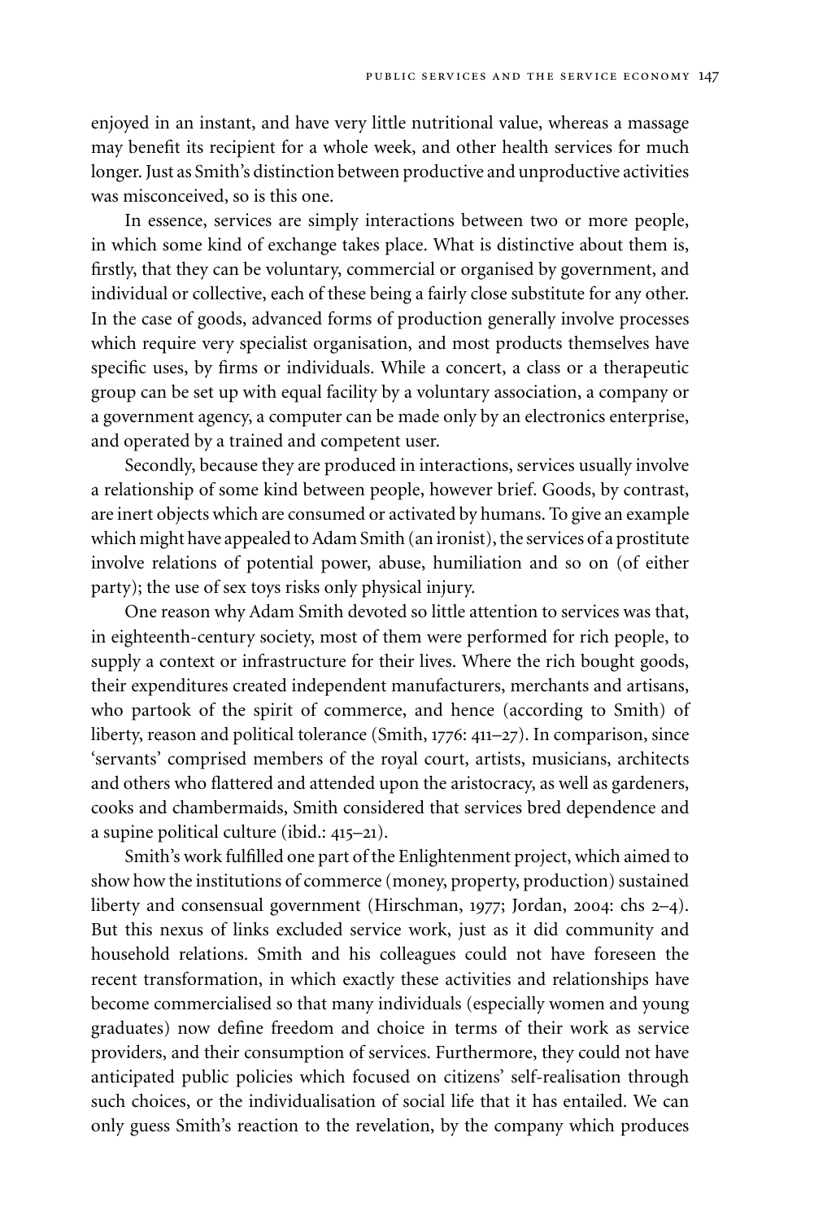enjoyed in an instant, and have very little nutritional value, whereas a massage may benefit its recipient for a whole week, and other health services for much longer. Just as Smith's distinction between productive and unproductive activities was misconceived, so is this one.

In essence, services are simply interactions between two or more people, in which some kind of exchange takes place. What is distinctive about them is, firstly, that they can be voluntary, commercial or organised by government, and individual or collective, each of these being a fairly close substitute for any other. In the case of goods, advanced forms of production generally involve processes which require very specialist organisation, and most products themselves have specific uses, by firms or individuals. While a concert, a class or a therapeutic group can be set up with equal facility by a voluntary association, a company or a government agency, a computer can be made only by an electronics enterprise, and operated by a trained and competent user.

Secondly, because they are produced in interactions, services usually involve a relationship of some kind between people, however brief. Goods, by contrast, are inert objects which are consumed or activated by humans. To give an example which might have appealed to Adam Smith (an ironist), the services of a prostitute involve relations of potential power, abuse, humiliation and so on (of either party); the use of sex toys risks only physical injury.

One reason why Adam Smith devoted so little attention to services was that, in eighteenth-century society, most of them were performed for rich people, to supply a context or infrastructure for their lives. Where the rich bought goods, their expenditures created independent manufacturers, merchants and artisans, who partook of the spirit of commerce, and hence (according to Smith) of liberty, reason and political tolerance (Smith, 1776: 411–27). In comparison, since 'servants' comprised members of the royal court, artists, musicians, architects and others who flattered and attended upon the aristocracy, as well as gardeners, cooks and chambermaids, Smith considered that services bred dependence and a supine political culture (ibid.: 415–21).

Smith's work fulfilled one part of the Enlightenment project, which aimed to show how the institutions of commerce (money, property, production) sustained liberty and consensual government (Hirschman, 1977; Jordan, 2004: chs 2–4). But this nexus of links excluded service work, just as it did community and household relations. Smith and his colleagues could not have foreseen the recent transformation, in which exactly these activities and relationships have become commercialised so that many individuals (especially women and young graduates) now define freedom and choice in terms of their work as service providers, and their consumption of services. Furthermore, they could not have anticipated public policies which focused on citizens' self-realisation through such choices, or the individualisation of social life that it has entailed. We can only guess Smith's reaction to the revelation, by the company which produces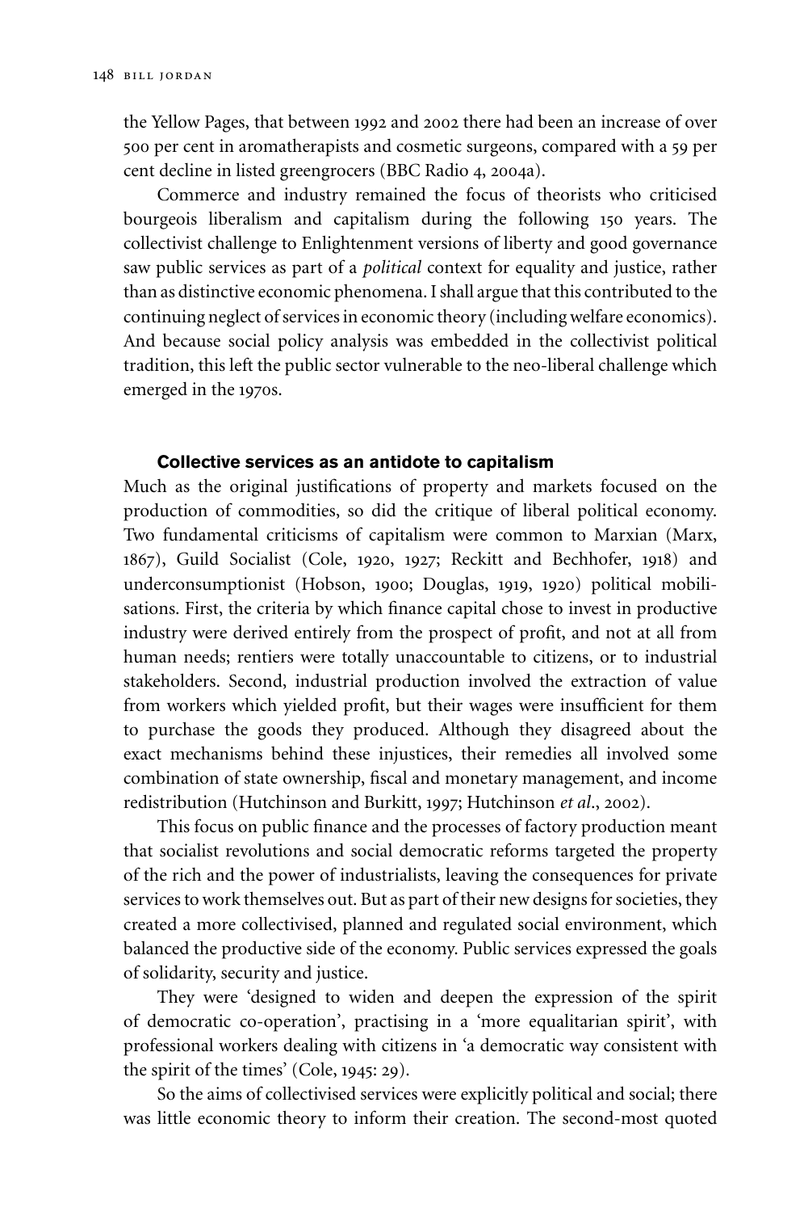the Yellow Pages, that between 1992 and 2002 there had been an increase of over 500 per cent in aromatherapists and cosmetic surgeons, compared with a 59 per cent decline in listed greengrocers (BBC Radio 4, 2004a).

Commerce and industry remained the focus of theorists who criticised bourgeois liberalism and capitalism during the following 150 years. The collectivist challenge to Enlightenment versions of liberty and good governance saw public services as part of a *political* context for equality and justice, rather than as distinctive economic phenomena. I shall argue that this contributed to the continuing neglect of services in economic theory (including welfare economics). And because social policy analysis was embedded in the collectivist political tradition, this left the public sector vulnerable to the neo-liberal challenge which emerged in the 1970s.

### Collective services as an antidote to capitalism

Much as the original justifications of property and markets focused on the production of commodities, so did the critique of liberal political economy. Two fundamental criticisms of capitalism were common to Marxian (Marx, 1867), Guild Socialist (Cole, 1920, 1927; Reckitt and Bechhofer, 1918) and underconsumptionist (Hobson, 1900; Douglas, 1919, 1920) political mobilisations. First, the criteria by which finance capital chose to invest in productive industry were derived entirely from the prospect of profit, and not at all from human needs; rentiers were totally unaccountable to citizens, or to industrial stakeholders. Second, industrial production involved the extraction of value from workers which yielded profit, but their wages were insufficient for them to purchase the goods they produced. Although they disagreed about the exact mechanisms behind these injustices, their remedies all involved some combination of state ownership, fiscal and monetary management, and income redistribution (Hutchinson and Burkitt, 1997; Hutchinson *et al*., 2002).

This focus on public finance and the processes of factory production meant that socialist revolutions and social democratic reforms targeted the property of the rich and the power of industrialists, leaving the consequences for private services to work themselves out. But as part of their new designs for societies, they created a more collectivised, planned and regulated social environment, which balanced the productive side of the economy. Public services expressed the goals of solidarity, security and justice.

They were 'designed to widen and deepen the expression of the spirit of democratic co-operation', practising in a 'more equalitarian spirit', with professional workers dealing with citizens in 'a democratic way consistent with the spirit of the times' (Cole, 1945: 29).

So the aims of collectivised services were explicitly political and social; there was little economic theory to inform their creation. The second-most quoted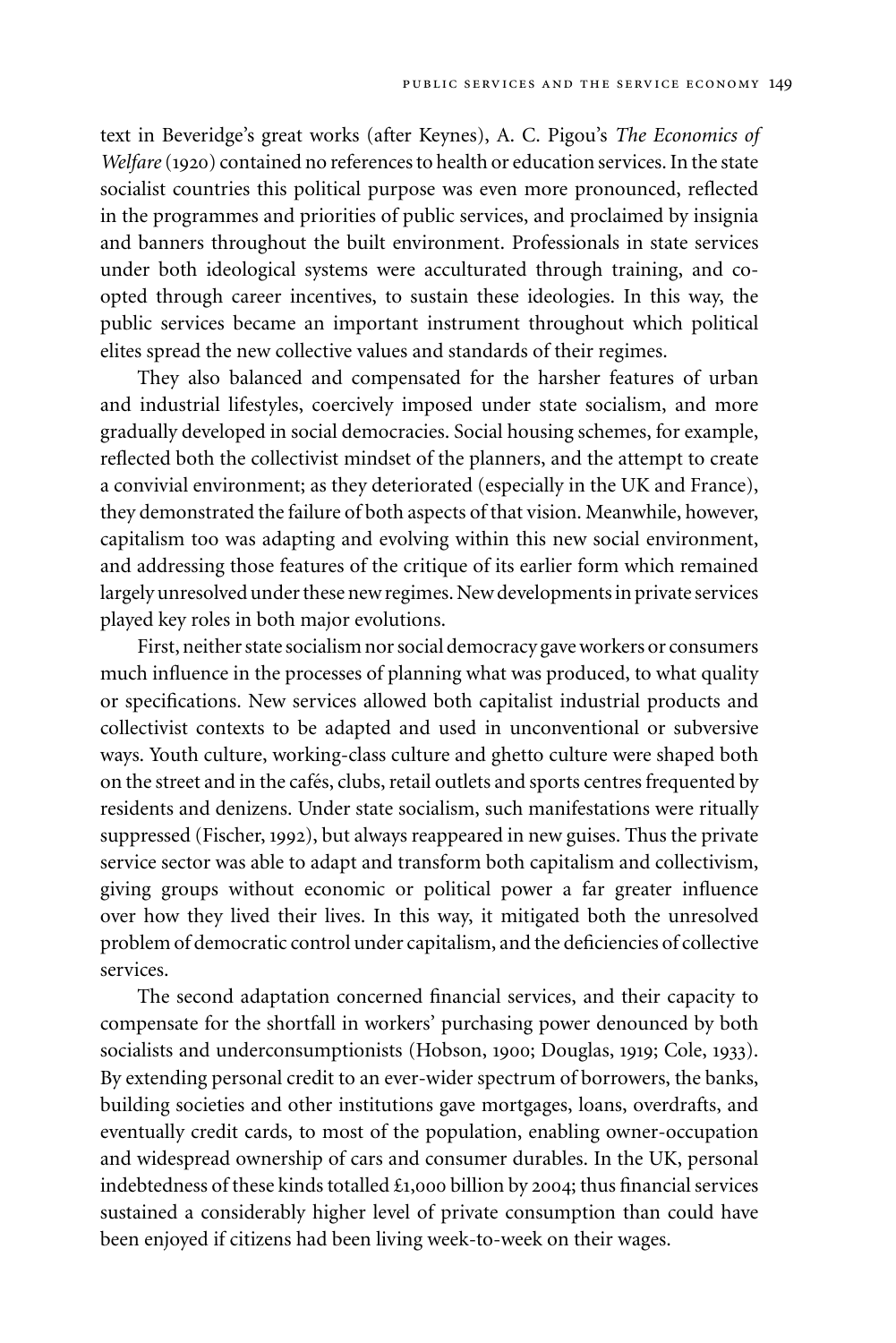text in Beveridge's great works (after Keynes), A. C. Pigou's *The Economics of Welfare* (1920) contained no references to health or education services. In the state socialist countries this political purpose was even more pronounced, reflected in the programmes and priorities of public services, and proclaimed by insignia and banners throughout the built environment. Professionals in state services under both ideological systems were acculturated through training, and co-opted through career incentives, to sustain these ideologies. In this way, the public services became an important instrument throughout which political elites spread the new collective values and standards of their regimes.

They also balanced and compensated for the harsher features of urban and industrial lifestyles, coercively imposed under state socialism, and more gradually developed in social democracies. Social housing schemes, for example, reflected both the collectivist mindset of the planners, and the attempt to create a convivial environment; as they deteriorated (especially in the UK and France), they demonstrated the failure of both aspects of that vision. Meanwhile, however, capitalism too was adapting and evolving within this new social environment, and addressing those features of the critique of its earlier form which remained largely unresolved under these new regimes. New developments in private services played key roles in both major evolutions.

First, neither state socialism nor social democracy gave workers or consumers much influence in the processes of planning what was produced, to what quality or specifications. New services allowed both capitalist industrial products and collectivist contexts to be adapted and used in unconventional or subversive ways. Youth culture, working-class culture and ghetto culture were shaped both on the street and in the cafés, clubs, retail outlets and sports centres frequented by residents and denizens. Under state socialism, such manifestations were ritually suppressed (Fischer, 1992), but always reappeared in new guises. Thus the private service sector was able to adapt and transform both capitalism and collectivism, giving groups without economic or political power a far greater influence over how they lived their lives. In this way, it mitigated both the unresolved problem of democratic control under capitalism, and the deficiencies of collective services.

The second adaptation concerned financial services, and their capacity to compensate for the shortfall in workers' purchasing power denounced by both socialists and underconsumptionists (Hobson, 1900; Douglas, 1919; Cole, 1933). By extending personal credit to an ever-wider spectrum of borrowers, the banks, building societies and other institutions gave mortgages, loans, overdrafts, and eventually credit cards, to most of the population, enabling owner-occupation and widespread ownership of cars and consumer durables. In the UK, personal indebtedness of these kinds totalled £1,000 billion by 2004; thus financial services sustained a considerably higher level of private consumption than could have been enjoyed if citizens had been living week-to-week on their wages.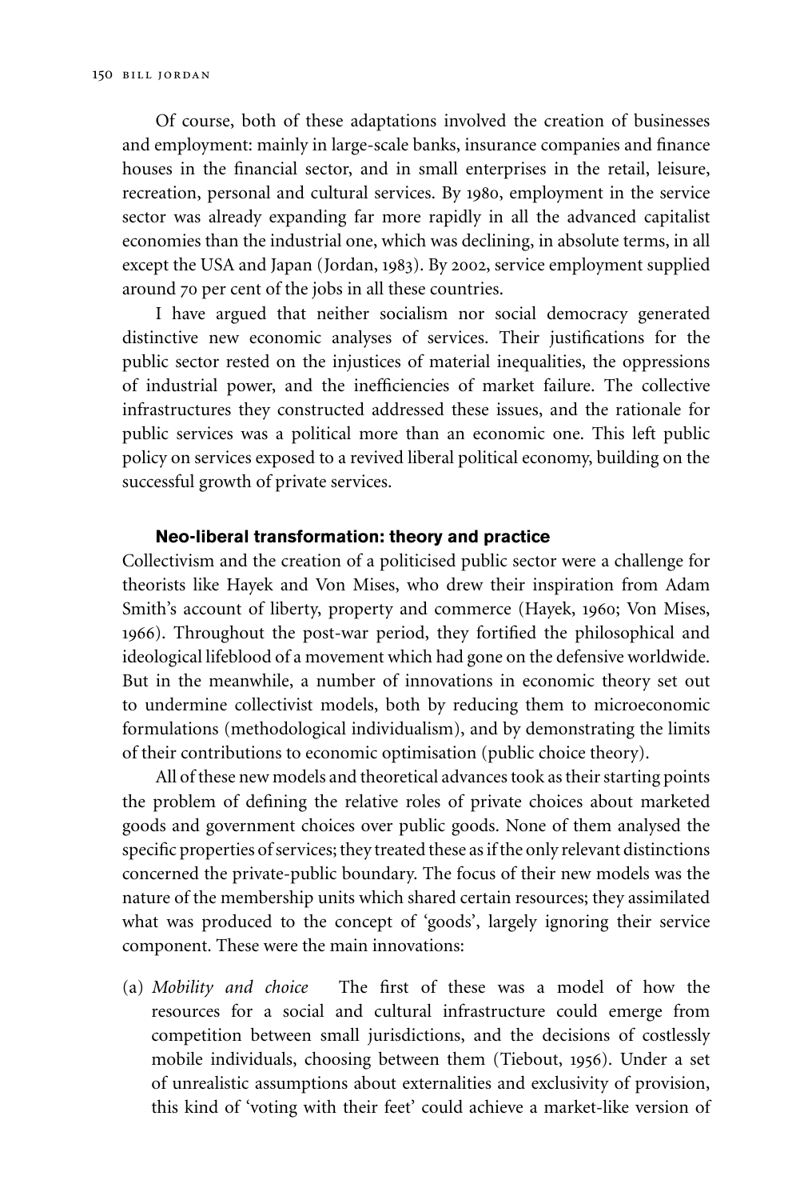Of course, both of these adaptations involved the creation of businesses and employment: mainly in large-scale banks, insurance companies and finance houses in the financial sector, and in small enterprises in the retail, leisure, recreation, personal and cultural services. By 1980, employment in the service sector was already expanding far more rapidly in all the advanced capitalist economies than the industrial one, which was declining, in absolute terms, in all except the USA and Japan (Jordan, 1983). By 2002, service employment supplied around 70 per cent of the jobs in all these countries.

I have argued that neither socialism nor social democracy generated distinctive new economic analyses of services. Their justifications for the public sector rested on the injustices of material inequalities, the oppressions of industrial power, and the inefficiencies of market failure. The collective infrastructures they constructed addressed these issues, and the rationale for public services was a political more than an economic one. This left public policy on services exposed to a revived liberal political economy, building on the successful growth of private services.

### Neo-liberal transformation: theory and practice

Collectivism and the creation of a politicised public sector were a challenge for theorists like Hayek and Von Mises, who drew their inspiration from Adam Smith's account of liberty, property and commerce (Hayek, 1960; Von Mises, 1966). Throughout the post-war period, they fortified the philosophical and ideological lifeblood of a movement which had gone on the defensive worldwide. But in the meanwhile, a number of innovations in economic theory set out to undermine collectivist models, both by reducing them to microeconomic formulations (methodological individualism), and by demonstrating the limits of their contributions to economic optimisation (public choice theory).

All of these new models and theoretical advances took as their starting points the problem of defining the relative roles of private choices about marketed goods and government choices over public goods. None of them analysed the specific properties of services; they treated these as if the only relevant distinctions concerned the private-public boundary. The focus of their new models was the nature of the membership units which shared certain resources; they assimilated what was produced to the concept of 'goods', largely ignoring their service component. These were the main innovations:

(a) *Mobility and choice* The first of these was a model of how the resources for a social and cultural infrastructure could emerge from competition between small jurisdictions, and the decisions of costlessly mobile individuals, choosing between them (Tiebout, 1956). Under a set of unrealistic assumptions about externalities and exclusivity of provision, this kind of 'voting with their feet' could achieve a market-like version of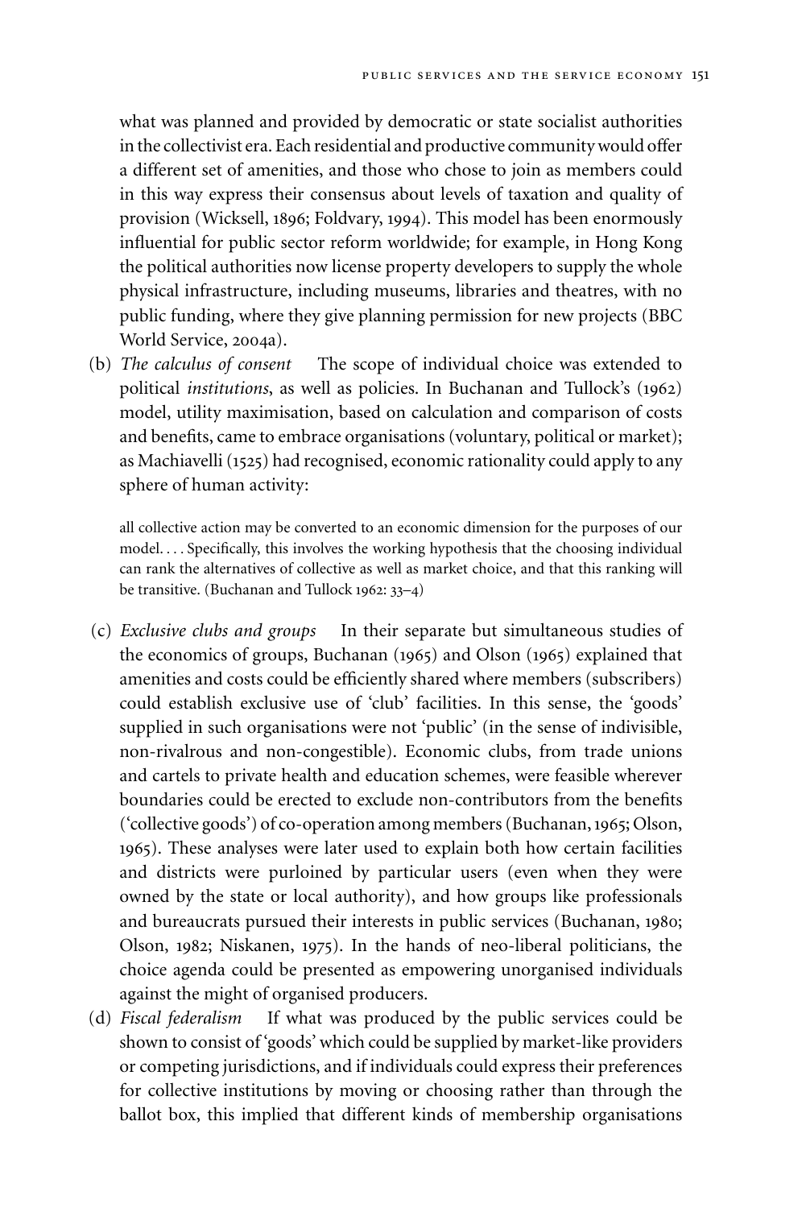what was planned and provided by democratic or state socialist authorities in the collectivist era. Each residential and productive community would offer a different set of amenities, and those who chose to join as members could in this way express their consensus about levels of taxation and quality of provision (Wicksell, 1896; Foldvary, 1994). This model has been enormously influential for public sector reform worldwide; for example, in Hong Kong the political authorities now license property developers to supply the whole physical infrastructure, including museums, libraries and theatres, with no public funding, where they give planning permission for new projects (BBC World Service, 2004a).

(b) *The calculus of consent* The scope of individual choice was extended to political *institutions*, as well as policies. In Buchanan and Tullock's (1962) model, utility maximisation, based on calculation and comparison of costs and benefits, came to embrace organisations (voluntary, political or market); as Machiavelli (1525) had recognised, economic rationality could apply to any sphere of human activity:

> all collective action may be converted to an economic dimension for the purposes of our model. . . . Specifically, this involves the working hypothesis that the choosing individual can rank the alternatives of collective as well as market choice, and that this ranking will be transitive. (Buchanan and Tullock 1962: 33–4)

(c) *Exclusive clubs and groups* In their separate but simultaneous studies of the economics of groups, Buchanan (1965) and Olson (1965) explained that amenities and costs could be efficiently shared where members (subscribers) could establish exclusive use of 'club' facilities. In this sense, the 'goods' supplied in such organisations were not 'public' (in the sense of indivisible, non-rivalrous and non-congestible). Economic clubs, from trade unions and cartels to private health and education schemes, were feasible wherever boundaries could be erected to exclude non-contributors from the benefits ('collective goods') of co-operation among members (Buchanan, 1965; Olson, 1965). These analyses were later used to explain both how certain facilities and districts were purloined by particular users (even when they were owned by the state or local authority), and how groups like professionals and bureaucrats pursued their interests in public services (Buchanan, 1980; Olson, 1982; Niskanen, 1975). In the hands of neo-liberal politicians, the choice agenda could be presented as empowering unorganised individuals against the might of organised producers.

(d) *Fiscal federalism* If what was produced by the public services could be shown to consist of 'goods' which could be supplied by market-like providers or competing jurisdictions, and if individuals could express their preferences for collective institutions by moving or choosing rather than through the ballot box, this implied that different kinds of membership organisations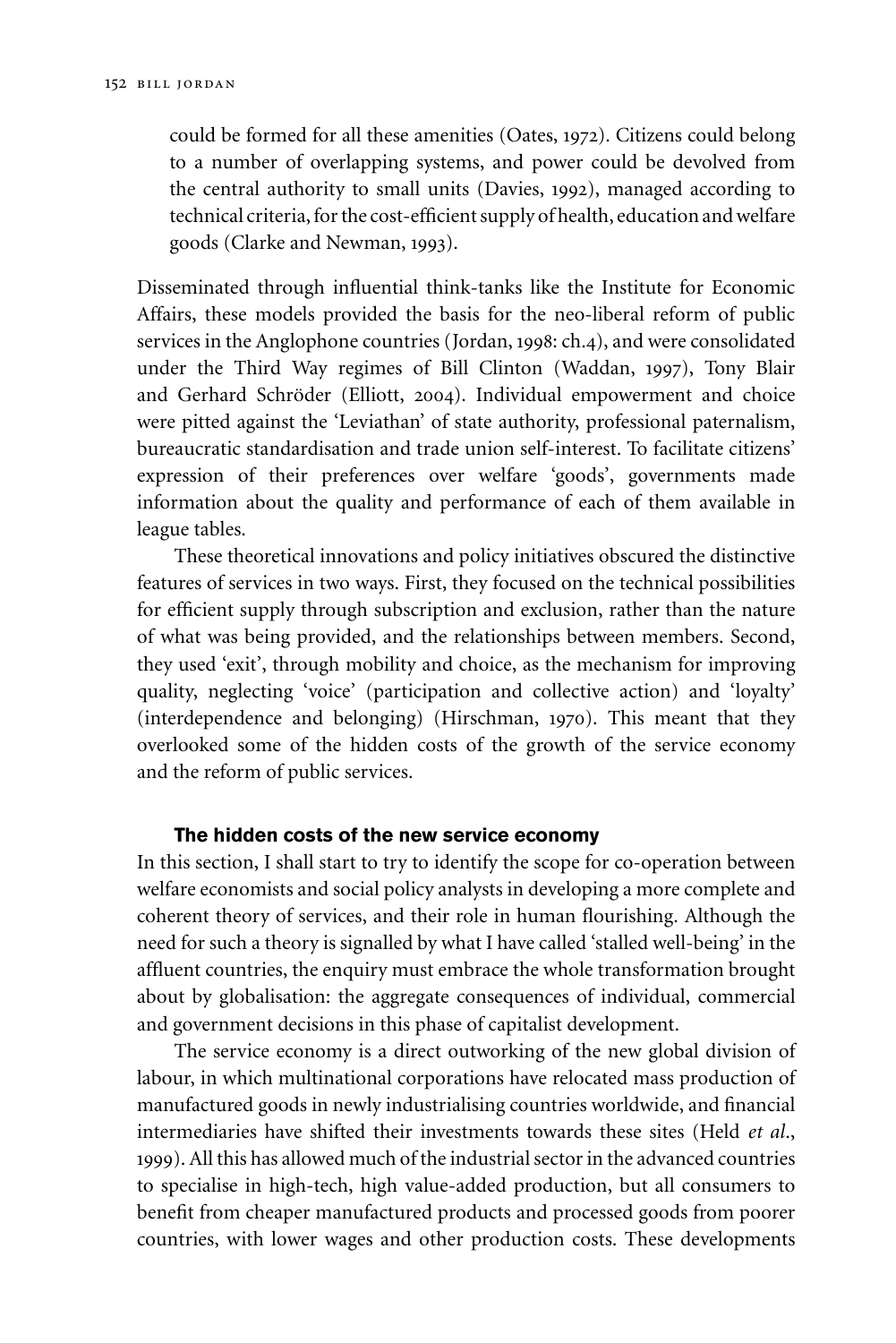could be formed for all these amenities (Oates, 1972). Citizens could belong to a number of overlapping systems, and power could be devolved from the central authority to small units (Davies, 1992), managed according to technical criteria, for the cost-efficient supply of health, education and welfare goods (Clarke and Newman, 1993).

Disseminated through influential think-tanks like the Institute for Economic Affairs, these models provided the basis for the neo-liberal reform of public services in the Anglophone countries (Jordan, 1998: ch.4), and were consolidated under the Third Way regimes of Bill Clinton (Waddan, 1997), Tony Blair and Gerhard Schröder (Elliott, 2004). Individual empowerment and choice were pitted against the 'Leviathan' of state authority, professional paternalism, bureaucratic standardisation and trade union self-interest. To facilitate citizens' expression of their preferences over welfare 'goods', governments made information about the quality and performance of each of them available in league tables.

These theoretical innovations and policy initiatives obscured the distinctive features of services in two ways. First, they focused on the technical possibilities for efficient supply through subscription and exclusion, rather than the nature of what was being provided, and the relationships between members. Second, they used 'exit', through mobility and choice, as the mechanism for improving quality, neglecting 'voice' (participation and collective action) and 'loyalty' (interdependence and belonging) (Hirschman, 1970). This meant that they overlooked some of the hidden costs of the growth of the service economy and the reform of public services.

## The hidden costs of the new service economy

In this section, I shall start to try to identify the scope for co-operation between welfare economists and social policy analysts in developing a more complete and coherent theory of services, and their role in human flourishing. Although the need for such a theory is signalled by what I have called 'stalled well-being' in the affluent countries, the enquiry must embrace the whole transformation brought about by globalisation: the aggregate consequences of individual, commercial and government decisions in this phase of capitalist development.

The service economy is a direct outworking of the new global division of labour, in which multinational corporations have relocated mass production of manufactured goods in newly industrialising countries worldwide, and financial intermediaries have shifted their investments towards these sites (Held *et al.*, 1999). All this has allowed much of the industrial sector in the advanced countries to specialise in high-tech, high value-added production, but all consumers to benefit from cheaper manufactured products and processed goods from poorer countries, with lower wages and other production costs. These developments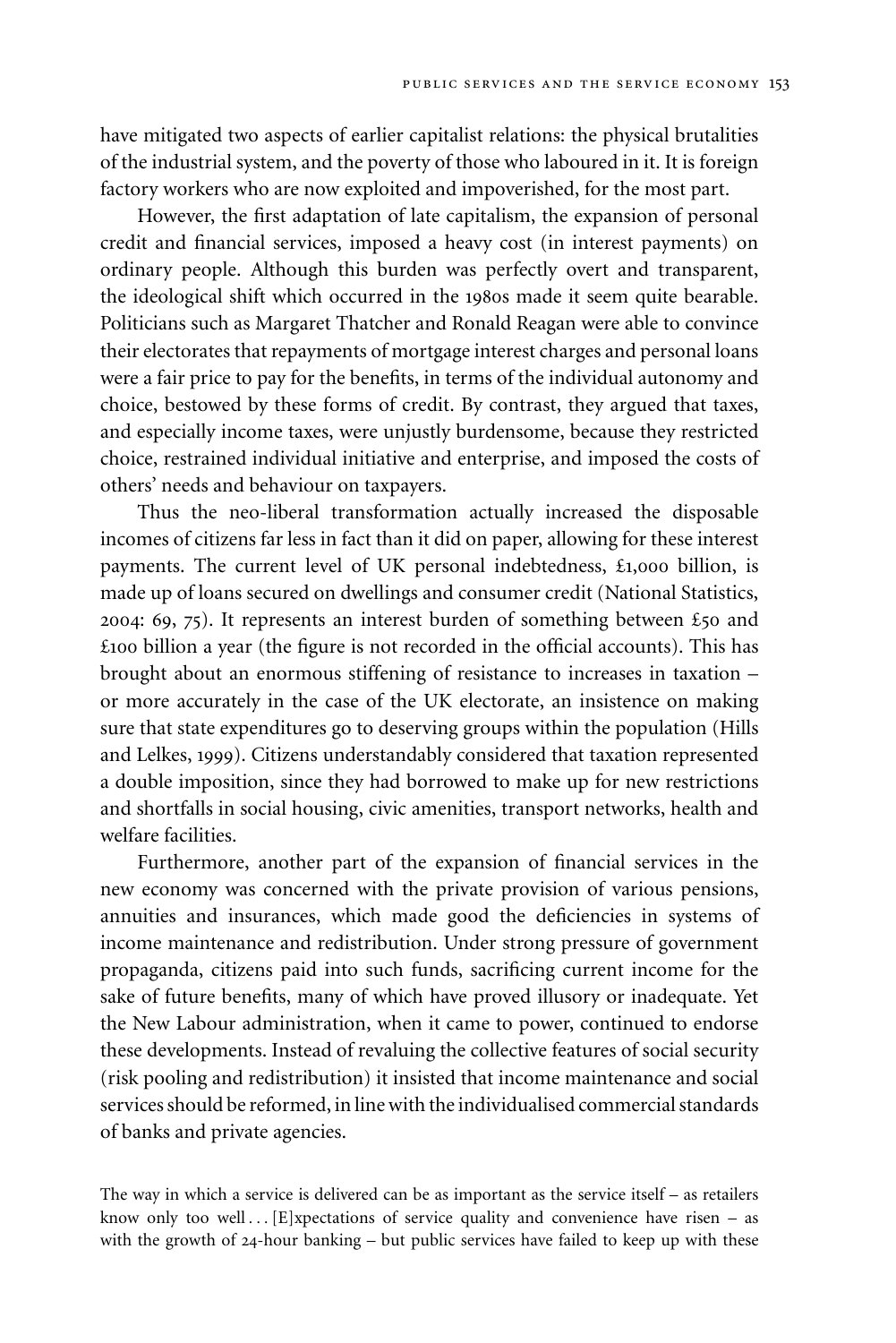have mitigated two aspects of earlier capitalist relations: the physical brutalities of the industrial system, and the poverty of those who laboured in it. It is foreign factory workers who are now exploited and impoverished, for the most part.

However, the first adaptation of late capitalism, the expansion of personal credit and financial services, imposed a heavy cost (in interest payments) on ordinary people. Although this burden was perfectly overt and transparent, the ideological shift which occurred in the 1980s made it seem quite bearable. Politicians such as Margaret Thatcher and Ronald Reagan were able to convince their electorates that repayments of mortgage interest charges and personal loans were a fair price to pay for the benefits, in terms of the individual autonomy and choice, bestowed by these forms of credit. By contrast, they argued that taxes, and especially income taxes, were unjustly burdensome, because they restricted choice, restrained individual initiative and enterprise, and imposed the costs of others' needs and behaviour on taxpayers.

Thus the neo-liberal transformation actually increased the disposable incomes of citizens far less in fact than it did on paper, allowing for these interest payments. The current level of UK personal indebtedness, £1,000 billion, is made up of loans secured on dwellings and consumer credit (National Statistics, 2004: 69, 75). It represents an interest burden of something between £50 and £100 billion a year (the figure is not recorded in the official accounts). This has brought about an enormous stiffening of resistance to increases in taxation – or more accurately in the case of the UK electorate, an insistence on making sure that state expenditures go to deserving groups within the population (Hills and Lelkes, 1999). Citizens understandably considered that taxation represented a double imposition, since they had borrowed to make up for new restrictions and shortfalls in social housing, civic amenities, transport networks, health and welfare facilities.

Furthermore, another part of the expansion of financial services in the new economy was concerned with the private provision of various pensions, annuities and insurances, which made good the deficiencies in systems of income maintenance and redistribution. Under strong pressure of government propaganda, citizens paid into such funds, sacrificing current income for the sake of future benefits, many of which have proved illusory or inadequate. Yet the New Labour administration, when it came to power, continued to endorse these developments. Instead of revaluing the collective features of social security (risk pooling and redistribution) it insisted that income maintenance and social services should be reformed, in line with the individualised commercial standards of banks and private agencies.

The way in which a service is delivered can be as important as the service itself – as retailers know only too well . . . [E]xpectations of service quality and convenience have risen – as with the growth of 24-hour banking – but public services have failed to keep up with these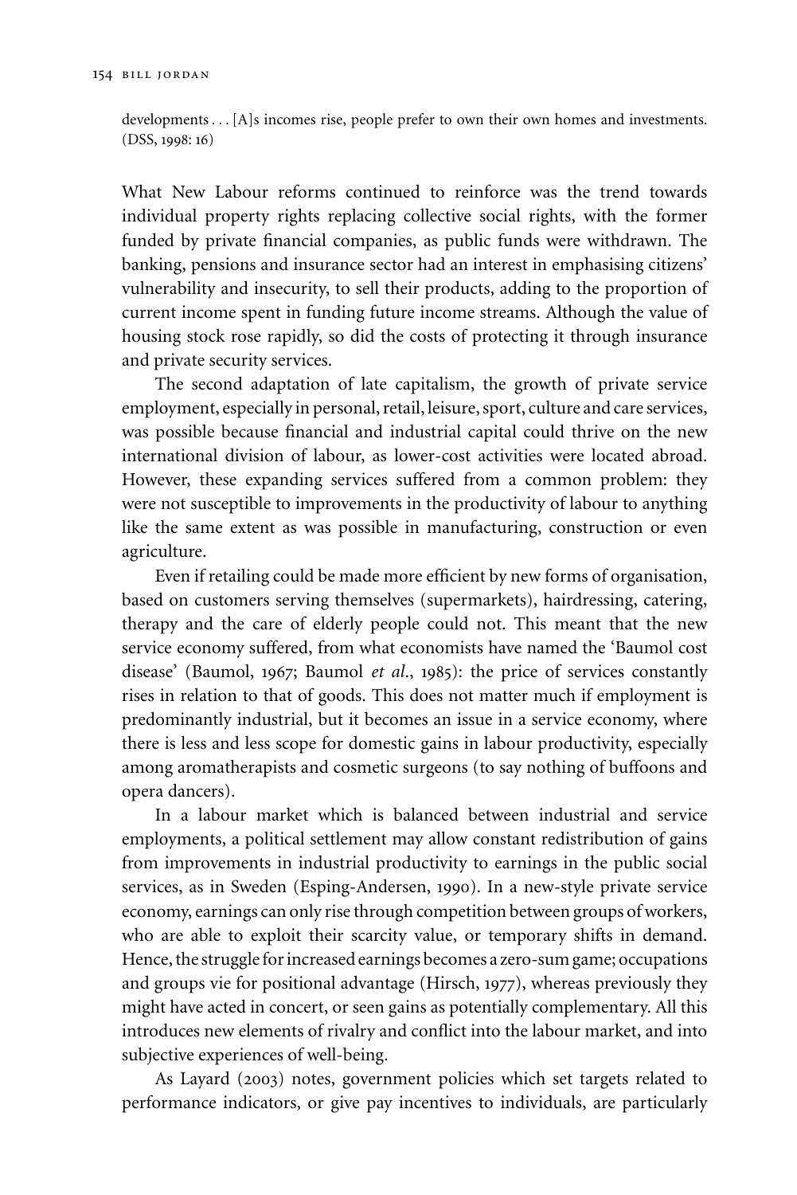developments . . . [A]s incomes rise, people prefer to own their own homes and investments. (DSS, 1998: 16)

What New Labour reforms continued to reinforce was the trend towards individual property rights replacing collective social rights, with the former funded by private financial companies, as public funds were withdrawn. The banking, pensions and insurance sector had an interest in emphasising citizens' vulnerability and insecurity, to sell their products, adding to the proportion of current income spent in funding future income streams. Although the value of housing stock rose rapidly, so did the costs of protecting it through insurance and private security services.

The second adaptation of late capitalism, the growth of private service employment, especially in personal, retail, leisure, sport, culture and care services, was possible because financial and industrial capital could thrive on the new international division of labour, as lower-cost activities were located abroad. However, these expanding services suffered from a common problem: they were not susceptible to improvements in the productivity of labour to anything like the same extent as was possible in manufacturing, construction or even agriculture.

Even if retailing could be made more efficient by new forms of organisation, based on customers serving themselves (supermarkets), hairdressing, catering, therapy and the care of elderly people could not. This meant that the new service economy suffered, from what economists have named the 'Baumol cost disease' (Baumol, 1967; Baumol *et al.*, 1985): the price of services constantly rises in relation to that of goods. This does not matter much if employment is predominantly industrial, but it becomes an issue in a service economy, where there is less and less scope for domestic gains in labour productivity, especially among aromatherapists and cosmetic surgeons (to say nothing of buffoons and opera dancers).

In a labour market which is balanced between industrial and service employments, a political settlement may allow constant redistribution of gains from improvements in industrial productivity to earnings in the public social services, as in Sweden (Esping-Andersen, 1990). In a new-style private service economy, earnings can only rise through competition between groups of workers, who are able to exploit their scarcity value, or temporary shifts in demand. Hence, the struggle for increased earnings becomes a zero-sum game; occupations and groups vie for positional advantage (Hirsch, 1977), whereas previously they might have acted in concert, or seen gains as potentially complementary. All this introduces new elements of rivalry and conflict into the labour market, and into subjective experiences of well-being.

As Layard (2003) notes, government policies which set targets related to performance indicators, or give pay incentives to individuals, are particularly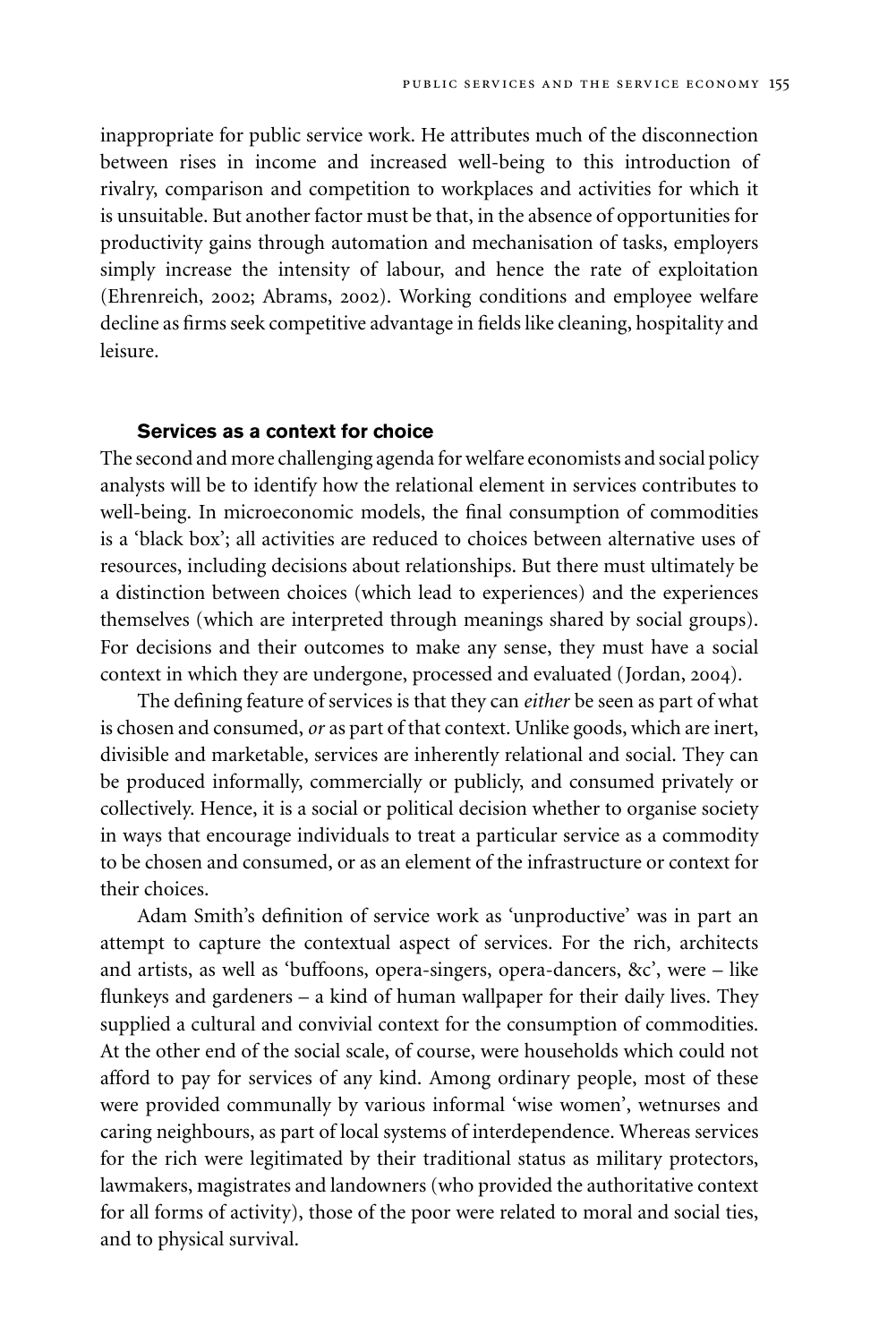inappropriate for public service work. He attributes much of the disconnection between rises in income and increased well-being to this introduction of rivalry, comparison and competition to workplaces and activities for which it is unsuitable. But another factor must be that, in the absence of opportunities for productivity gains through automation and mechanisation of tasks, employers simply increase the intensity of labour, and hence the rate of exploitation (Ehrenreich, 2002; Abrams, 2002). Working conditions and employee welfare decline as firms seek competitive advantage in fields like cleaning, hospitality and leisure.

### Services as a context for choice

The second and more challenging agenda for welfare economists and social policy analysts will be to identify how the relational element in services contributes to well-being. In microeconomic models, the final consumption of commodities is a 'black box'; all activities are reduced to choices between alternative uses of resources, including decisions about relationships. But there must ultimately be a distinction between choices (which lead to experiences) and the experiences themselves (which are interpreted through meanings shared by social groups). For decisions and their outcomes to make any sense, they must have a social context in which they are undergone, processed and evaluated (Jordan, 2004).

The defining feature of services is that they can *either* be seen as part of what is chosen and consumed, *or* as part of that context. Unlike goods, which are inert, divisible and marketable, services are inherently relational and social. They can be produced informally, commercially or publicly, and consumed privately or collectively. Hence, it is a social or political decision whether to organise society in ways that encourage individuals to treat a particular service as a commodity to be chosen and consumed, or as an element of the infrastructure or context for their choices.

Adam Smith's definition of service work as 'unproductive' was in part an attempt to capture the contextual aspect of services. For the rich, architects and artists, as well as 'buffoons, opera-singers, opera-dancers, &c', were – like flunkeys and gardeners – a kind of human wallpaper for their daily lives. They supplied a cultural and convivial context for the consumption of commodities. At the other end of the social scale, of course, were households which could not afford to pay for services of any kind. Among ordinary people, most of these were provided communally by various informal 'wise women', wetnurses and caring neighbours, as part of local systems of interdependence. Whereas services for the rich were legitimated by their traditional status as military protectors, lawmakers, magistrates and landowners (who provided the authoritative context for all forms of activity), those of the poor were related to moral and social ties, and to physical survival.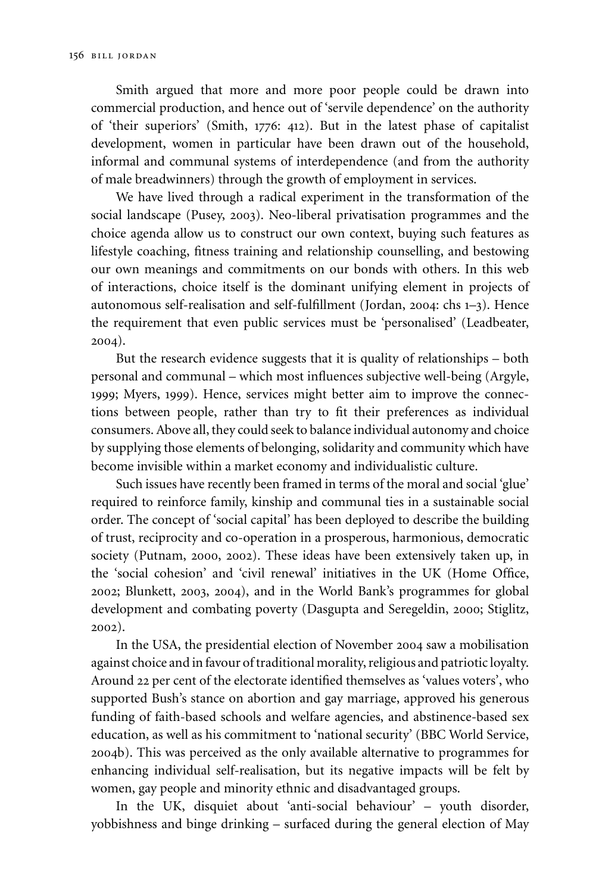Smith argued that more and more poor people could be drawn into commercial production, and hence out of 'servile dependence' on the authority of 'their superiors' (Smith, 1776: 412). But in the latest phase of capitalist development, women in particular have been drawn out of the household, informal and communal systems of interdependence (and from the authority of male breadwinners) through the growth of employment in services.

We have lived through a radical experiment in the transformation of the social landscape (Pusey, 2003). Neo-liberal privatisation programmes and the choice agenda allow us to construct our own context, buying such features as lifestyle coaching, fitness training and relationship counselling, and bestowing our own meanings and commitments on our bonds with others. In this web of interactions, choice itself is the dominant unifying element in projects of autonomous self-realisation and self-fulfillment (Jordan, 2004: chs 1–3). Hence the requirement that even public services must be 'personalised' (Leadbeater, 2004).

But the research evidence suggests that it is quality of relationships – both personal and communal – which most influences subjective well-being (Argyle, 1999; Myers, 1999). Hence, services might better aim to improve the connections between people, rather than try to fit their preferences as individual consumers. Above all, they could seek to balance individual autonomy and choice by supplying those elements of belonging, solidarity and community which have become invisible within a market economy and individualistic culture.

Such issues have recently been framed in terms of the moral and social 'glue' required to reinforce family, kinship and communal ties in a sustainable social order. The concept of 'social capital' has been deployed to describe the building of trust, reciprocity and co-operation in a prosperous, harmonious, democratic society (Putnam, 2000, 2002). These ideas have been extensively taken up, in the 'social cohesion' and 'civil renewal' initiatives in the UK (Home Office, 2002; Blunkett, 2003, 2004), and in the World Bank's programmes for global development and combating poverty (Dasgupta and Seregeldin, 2000; Stiglitz, 2002).

In the USA, the presidential election of November 2004 saw a mobilisation against choice and in favour of traditional morality, religious and patriotic loyalty. Around 22 per cent of the electorate identified themselves as 'values voters', who supported Bush's stance on abortion and gay marriage, approved his generous funding of faith-based schools and welfare agencies, and abstinence-based sex education, as well as his commitment to 'national security' (BBC World Service, 2004b). This was perceived as the only available alternative to programmes for enhancing individual self-realisation, but its negative impacts will be felt by women, gay people and minority ethnic and disadvantaged groups.

In the UK, disquiet about 'anti-social behaviour' – youth disorder, yobbishness and binge drinking – surfaced during the general election of May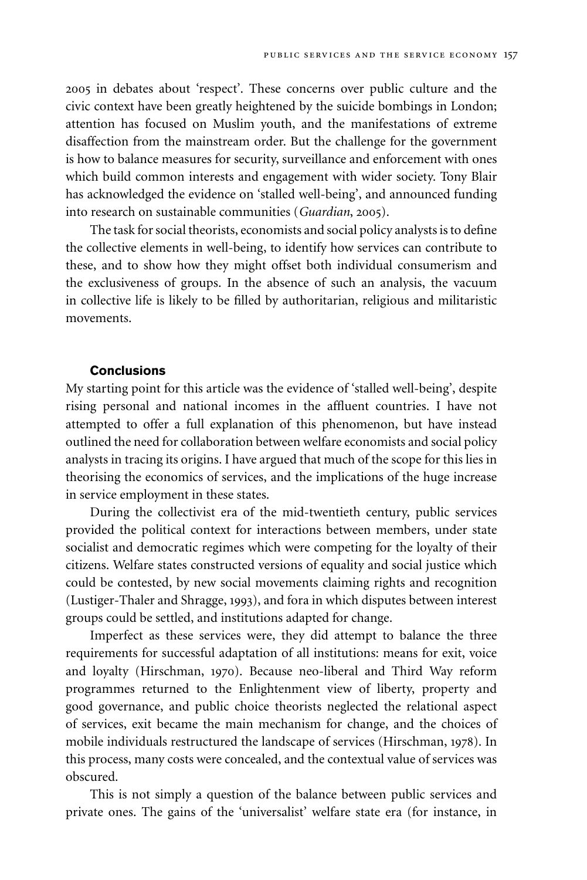2005 in debates about 'respect'. These concerns over public culture and the civic context have been greatly heightened by the suicide bombings in London; attention has focused on Muslim youth, and the manifestations of extreme disaffection from the mainstream order. But the challenge for the government is how to balance measures for security, surveillance and enforcement with ones which build common interests and engagement with wider society. Tony Blair has acknowledged the evidence on 'stalled well-being', and announced funding into research on sustainable communities (*Guardian*, 2005).

The task for social theorists, economists and social policy analysts is to define the collective elements in well-being, to identify how services can contribute to these, and to show how they might offset both individual consumerism and the exclusiveness of groups. In the absence of such an analysis, the vacuum in collective life is likely to be filled by authoritarian, religious and militaristic movements.

## Conclusions

My starting point for this article was the evidence of 'stalled well-being', despite rising personal and national incomes in the affluent countries. I have not attempted to offer a full explanation of this phenomenon, but have instead outlined the need for collaboration between welfare economists and social policy analysts in tracing its origins. I have argued that much of the scope for this lies in theorising the economics of services, and the implications of the huge increase in service employment in these states.

During the collectivist era of the mid-twentieth century, public services provided the political context for interactions between members, under state socialist and democratic regimes which were competing for the loyalty of their citizens. Welfare states constructed versions of equality and social justice which could be contested, by new social movements claiming rights and recognition (Lustiger-Thaler and Shragge, 1993), and fora in which disputes between interest groups could be settled, and institutions adapted for change.

Imperfect as these services were, they did attempt to balance the three requirements for successful adaptation of all institutions: means for exit, voice and loyalty (Hirschman, 1970). Because neo-liberal and Third Way reform programmes returned to the Enlightenment view of liberty, property and good governance, and public choice theorists neglected the relational aspect of services, exit became the main mechanism for change, and the choices of mobile individuals restructured the landscape of services (Hirschman, 1978). In this process, many costs were concealed, and the contextual value of services was obscured.

This is not simply a question of the balance between public services and private ones. The gains of the 'universalist' welfare state era (for instance, in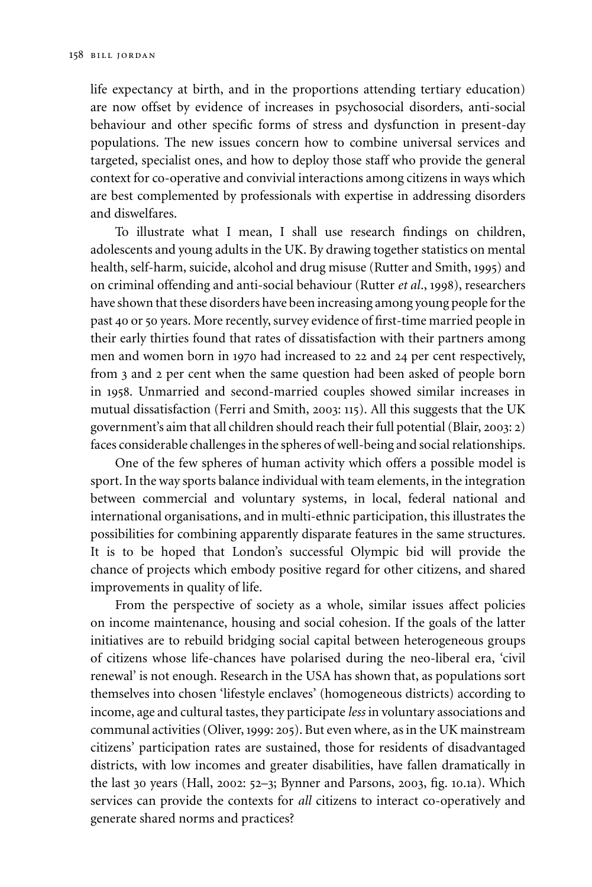life expectancy at birth, and in the proportions attending tertiary education) are now offset by evidence of increases in psychosocial disorders, anti-social behaviour and other specific forms of stress and dysfunction in present-day populations. The new issues concern how to combine universal services and targeted, specialist ones, and how to deploy those staff who provide the general context for co-operative and convivial interactions among citizens in ways which are best complemented by professionals with expertise in addressing disorders and diswelfares.

To illustrate what I mean, I shall use research findings on children, adolescents and young adults in the UK. By drawing together statistics on mental health, self-harm, suicide, alcohol and drug misuse (Rutter and Smith, 1995) and on criminal offending and anti-social behaviour (Rutter *et al*., 1998), researchers have shown that these disorders have been increasing among young people for the past 40 or 50 years. More recently, survey evidence of first-time married people in their early thirties found that rates of dissatisfaction with their partners among men and women born in 1970 had increased to 22 and 24 per cent respectively, from 3 and 2 per cent when the same question had been asked of people born in 1958. Unmarried and second-married couples showed similar increases in mutual dissatisfaction (Ferri and Smith, 2003: 115). All this suggests that the UK government's aim that all children should reach their full potential (Blair, 2003: 2) faces considerable challenges in the spheres of well-being and social relationships.

One of the few spheres of human activity which offers a possible model is sport. In the way sports balance individual with team elements, in the integration between commercial and voluntary systems, in local, federal national and international organisations, and in multi-ethnic participation, this illustrates the possibilities for combining apparently disparate features in the same structures. It is to be hoped that London's successful Olympic bid will provide the chance of projects which embody positive regard for other citizens, and shared improvements in quality of life.

From the perspective of society as a whole, similar issues affect policies on income maintenance, housing and social cohesion. If the goals of the latter initiatives are to rebuild bridging social capital between heterogeneous groups of citizens whose life-chances have polarised during the neo-liberal era, 'civil renewal' is not enough. Research in the USA has shown that, as populations sort themselves into chosen 'lifestyle enclaves' (homogeneous districts) according to income, age and cultural tastes, they participate *less* in voluntary associations and communal activities (Oliver, 1999: 205). But even where, as in the UK mainstream citizens' participation rates are sustained, those for residents of disadvantaged districts, with low incomes and greater disabilities, have fallen dramatically in the last 30 years (Hall, 2002: 52–3; Bynner and Parsons, 2003, fig. 10.1a). Which services can provide the contexts for *all* citizens to interact co-operatively and generate shared norms and practices?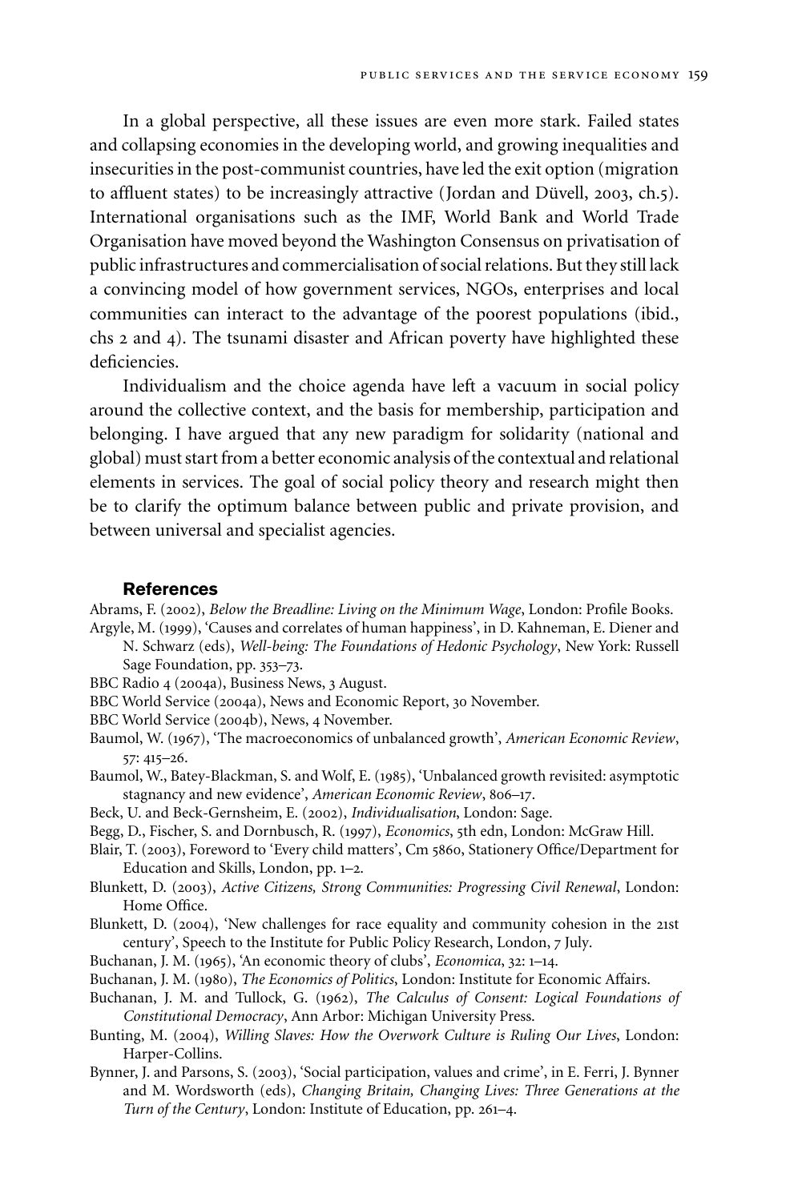In a global perspective, all these issues are even more stark. Failed states and collapsing economies in the developing world, and growing inequalities and insecurities in the post-communist countries, have led the exit option (migration to affluent states) to be increasingly attractive (Jordan and Düvell, 2003, ch.5). International organisations such as the IMF, World Bank and World Trade Organisation have moved beyond the Washington Consensus on privatisation of public infrastructures and commercialisation of social relations. But they still lack a convincing model of how government services, NGOs, enterprises and local communities can interact to the advantage of the poorest populations (ibid., chs 2 and 4). The tsunami disaster and African poverty have highlighted these deficiencies.

Individualism and the choice agenda have left a vacuum in social policy around the collective context, and the basis for membership, participation and belonging. I have argued that any new paradigm for solidarity (national and global) must start from a better economic analysis of the contextual and relational elements in services. The goal of social policy theory and research might then be to clarify the optimum balance between public and private provision, and between universal and specialist agencies.

## References

Abrams, F. (2002), *Below the Breadline: Living on the Minimum Wage*, London: Profile Books.

Argyle, M. (1999), 'Causes and correlates of human happiness', in D. Kahneman, E. Diener and N. Schwarz (eds), *Well-being: The Foundations of Hedonic Psychology*, New York: Russell Sage Foundation, pp. 353–73.

BBC Radio 4 (2004a), Business News, 3 August.

BBC World Service (2004a), News and Economic Report, 30 November.

BBC World Service (2004b), News, 4 November.

Baumol, W. (1967), 'The macroeconomics of unbalanced growth', *American Economic Review*, 57: 415–26.

Baumol, W., Batey-Blackman, S. and Wolf, E. (1985), 'Unbalanced growth revisited: asymptotic stagnancy and new evidence', *American Economic Review*, 806–17.

Beck, U. and Beck-Gernsheim, E. (2002), *Individualisation*, London: Sage.

Begg, D., Fischer, S. and Dornbusch, R. (1997), *Economics*, 5th edn, London: McGraw Hill.

Blair, T. (2003), Foreword to 'Every child matters', Cm 5860, Stationery Office/Department for Education and Skills, London, pp. 1–2.

Blunkett, D. (2003), *Active Citizens, Strong Communities: Progressing Civil Renewal*, London: Home Office.

Blunkett, D. (2004), 'New challenges for race equality and community cohesion in the 21st century', Speech to the Institute for Public Policy Research, London, 7 July.

Buchanan, J. M. (1965), 'An economic theory of clubs', *Economica*, 32: 1–14.

Buchanan, J. M. (1980), *The Economics of Politics*, London: Institute for Economic Affairs.

Buchanan, J. M. and Tullock, G. (1962), *The Calculus of Consent: Logical Foundations of Constitutional Democracy*, Ann Arbor: Michigan University Press.

Bunting, M. (2004), *Willing Slaves: How the Overwork Culture is Ruling Our Lives*, London: Harper-Collins.

Bynner, J. and Parsons, S. (2003), 'Social participation, values and crime', in E. Ferri, J. Bynner and M. Wordsworth (eds), *Changing Britain, Changing Lives: Three Generations at the Turn of the Century*, London: Institute of Education, pp. 261–4.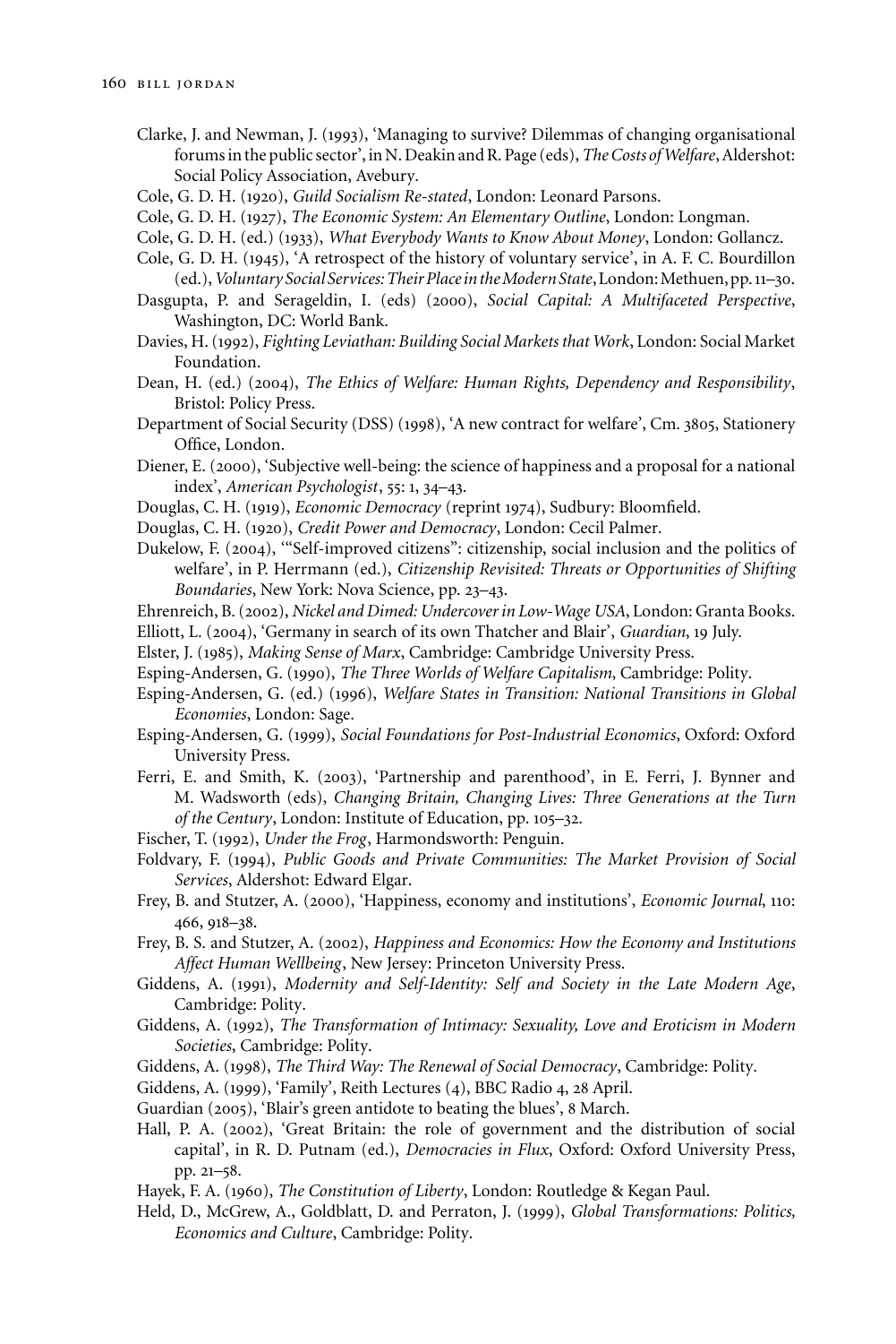Clarke, J. and Newman, J. (1993), 'Managing to survive? Dilemmas of changing organisational forums in the public sector', in N. Deakin and R. Page (eds), *The Costs of Welfare*, Aldershot: Social Policy Association, Avebury.

Cole, G. D. H. (1920), *Guild Socialism Re-stated*, London: Leonard Parsons.

Cole, G. D. H. (1927), *The Economic System: An Elementary Outline*, London: Longman.

Cole, G. D. H. (ed.) (1933), *What Everybody Wants to Know About Money*, London: Gollancz.

Cole, G. D. H. (1945), 'A retrospect of the history of voluntary service', in A. F. C. Bourdillon (ed.), *Voluntary Social Services: Their Place in the Modern State*, London: Methuen, pp. 11–30.

Dasgupta, P. and Serageldin, I. (eds) (2000), *Social Capital: A Multifaceted Perspective*, Washington, DC: World Bank.

Davies, H. (1992), *Fighting Leviathan: Building Social Markets that Work*, London: Social Market Foundation.

Dean, H. (ed.) (2004), *The Ethics of Welfare: Human Rights, Dependency and Responsibility*, Bristol: Policy Press.

Department of Social Security (DSS) (1998), 'A new contract for welfare', Cm. 3805, Stationery Office, London.

Diener, E. (2000), 'Subjective well-being: the science of happiness and a proposal for a national index', *American Psychologist*, 55: 1, 34–43.

Douglas, C. H. (1919), *Economic Democracy* (reprint 1974), Sudbury: Bloomfield.

Douglas, C. H. (1920), *Credit Power and Democracy*, London: Cecil Palmer.

Dukelow, F. (2004), '"Self-improved citizens": citizenship, social inclusion and the politics of welfare', in P. Herrmann (ed.), *Citizenship Revisited: Threats or Opportunities of Shifting Boundaries*, New York: Nova Science, pp. 23–43.

Ehrenreich, B. (2002), *Nickel and Dimed: Undercover in Low-Wage USA*, London: Granta Books.

Elliott, L. (2004), 'Germany in search of its own Thatcher and Blair', *Guardian*, 19 July.

Elster, J. (1985), *Making Sense of Marx*, Cambridge: Cambridge University Press.

Esping-Andersen, G. (1990), *The Three Worlds of Welfare Capitalism*, Cambridge: Polity.

Esping-Andersen, G. (ed.) (1996), *Welfare States in Transition: National Transitions in Global Economies*, London: Sage.

Esping-Andersen, G. (1999), *Social Foundations for Post-Industrial Economics*, Oxford: Oxford University Press.

Ferri, E. and Smith, K. (2003), 'Partnership and parenthood', in E. Ferri, J. Bynner and M. Wadsworth (eds), *Changing Britain, Changing Lives: Three Generations at the Turn of the Century*, London: Institute of Education, pp. 105–32.

Fischer, T. (1992), *Under the Frog*, Harmondsworth: Penguin.

Foldvary, F. (1994), *Public Goods and Private Communities: The Market Provision of Social Services*, Aldershot: Edward Elgar.

Frey, B. and Stutzer, A. (2000), 'Happiness, economy and institutions', *Economic Journal*, 110: 466, 918–38.

Frey, B. S. and Stutzer, A. (2002), *Happiness and Economics: How the Economy and Institutions Affect Human Wellbeing*, New Jersey: Princeton University Press.

Giddens, A. (1991), *Modernity and Self-Identity: Self and Society in the Late Modern Age*, Cambridge: Polity.

Giddens, A. (1992), *The Transformation of Intimacy: Sexuality, Love and Eroticism in Modern Societies*, Cambridge: Polity.

Giddens, A. (1998), *The Third Way: The Renewal of Social Democracy*, Cambridge: Polity.

Giddens, A. (1999), 'Family', Reith Lectures (4), BBC Radio 4, 28 April.

Guardian (2005), 'Blair's green antidote to beating the blues', 8 March.

Hall, P. A. (2002), 'Great Britain: the role of government and the distribution of social capital', in R. D. Putnam (ed.), *Democracies in Flux*, Oxford: Oxford University Press, pp. 21–58.

Hayek, F. A. (1960), *The Constitution of Liberty*, London: Routledge & Kegan Paul.

Held, D., McGrew, A., Goldblatt, D. and Perraton, J. (1999), *Global Transformations: Politics, Economics and Culture*, Cambridge: Polity.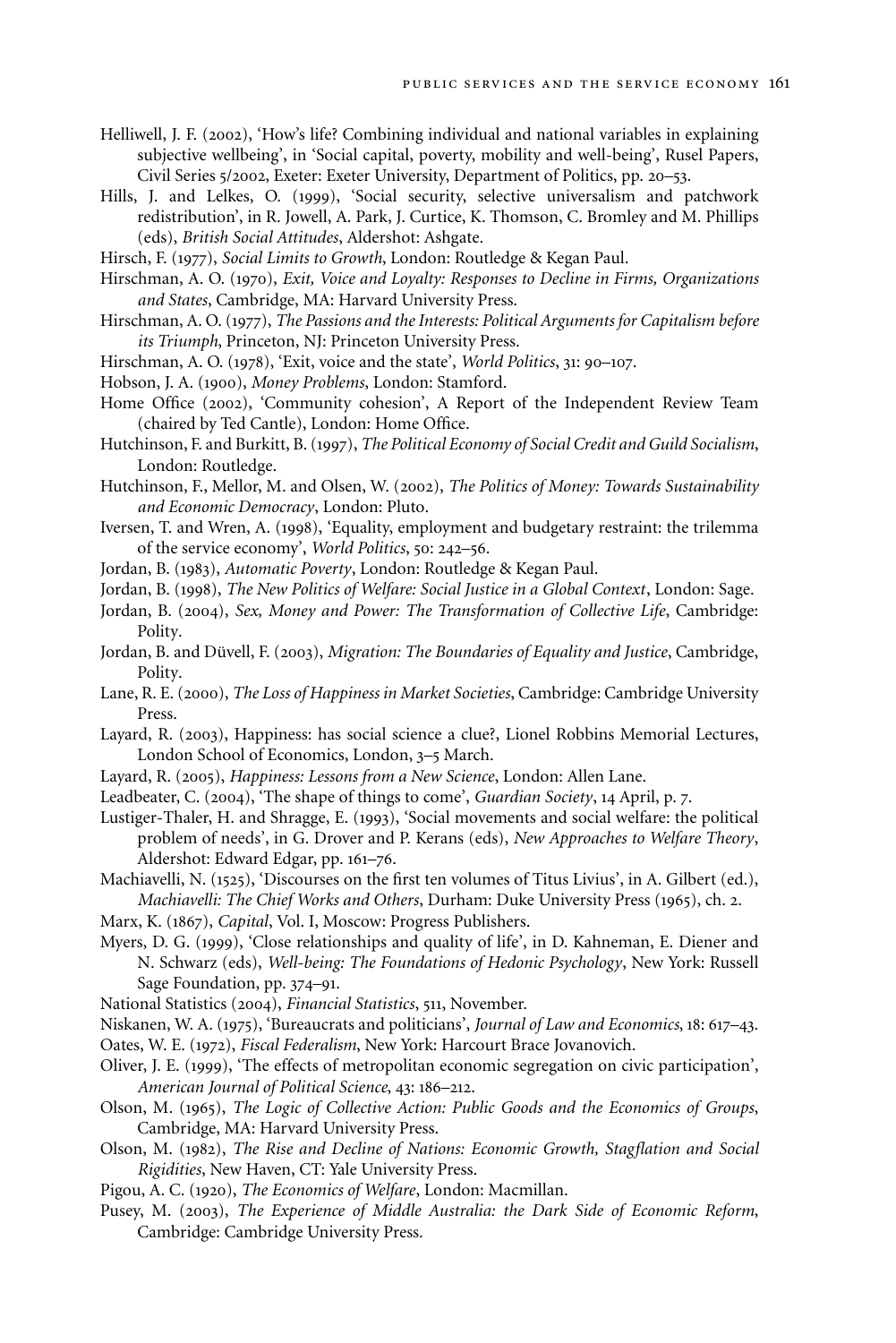Helliwell, J. F. (2002), 'How's life? Combining individual and national variables in explaining subjective wellbeing', in 'Social capital, poverty, mobility and well-being', Rusel Papers, Civil Series 5/2002, Exeter: Exeter University, Department of Politics, pp. 20–53.

Hills, J. and Lelkes, O. (1999), 'Social security, selective universalism and patchwork redistribution', in R. Jowell, A. Park, J. Curtice, K. Thomson, C. Bromley and M. Phillips (eds), *British Social Attitudes*, Aldershot: Ashgate.

Hirsch, F. (1977), *Social Limits to Growth*, London: Routledge & Kegan Paul.

Hirschman, A. O. (1970), *Exit, Voice and Loyalty: Responses to Decline in Firms, Organizations and States*, Cambridge, MA: Harvard University Press.

Hirschman, A. O. (1977), *The Passions and the Interests: Political Arguments for Capitalism before its Triumph*, Princeton, NJ: Princeton University Press.

Hirschman, A. O. (1978), 'Exit, voice and the state', *World Politics*, 31: 90–107.

Hobson, J. A. (1900), *Money Problems*, London: Stamford.

Home Office (2002), 'Community cohesion', A Report of the Independent Review Team (chaired by Ted Cantle), London: Home Office.

Hutchinson, F. and Burkitt, B. (1997), *The Political Economy of Social Credit and Guild Socialism*, London: Routledge.

Hutchinson, F., Mellor, M. and Olsen, W. (2002), *The Politics of Money: Towards Sustainability and Economic Democracy*, London: Pluto.

Iversen, T. and Wren, A. (1998), 'Equality, employment and budgetary restraint: the trilemma of the service economy', *World Politics*, 50: 242–56.

Jordan, B. (1983), *Automatic Poverty*, London: Routledge & Kegan Paul.

Jordan, B. (1998), *The New Politics of Welfare: Social Justice in a Global Context*, London: Sage.

Jordan, B. (2004), *Sex, Money and Power: The Transformation of Collective Life*, Cambridge: Polity.

Jordan, B. and Düvell, F. (2003), *Migration: The Boundaries of Equality and Justice*, Cambridge, Polity.

Lane, R. E. (2000), *The Loss of Happiness in Market Societies*, Cambridge: Cambridge University Press.

Layard, R. (2003), Happiness: has social science a clue?, Lionel Robbins Memorial Lectures, London School of Economics, London, 3–5 March.

Layard, R. (2005), *Happiness: Lessons from a New Science*, London: Allen Lane.

Leadbeater, C. (2004), 'The shape of things to come', *Guardian Society*, 14 April, p. 7.

Lustiger-Thaler, H. and Shragge, E. (1993), 'Social movements and social welfare: the political problem of needs', in G. Drover and P. Kerans (eds), *New Approaches to Welfare Theory*, Aldershot: Edward Edgar, pp. 161–76.

Machiavelli, N. (1525), 'Discourses on the first ten volumes of Titus Livius', in A. Gilbert (ed.), *Machiavelli: The Chief Works and Others*, Durham: Duke University Press (1965), ch. 2.

Marx, K. (1867), *Capital*, Vol. I, Moscow: Progress Publishers.

Myers, D. G. (1999), 'Close relationships and quality of life', in D. Kahneman, E. Diener and N. Schwarz (eds), *Well-being: The Foundations of Hedonic Psychology*, New York: Russell Sage Foundation, pp. 374–91.

National Statistics (2004), *Financial Statistics*, 511, November.

Niskanen, W. A. (1975), 'Bureaucrats and politicians', *Journal of Law and Economics*, 18: 617–43.

Oates, W. E. (1972), *Fiscal Federalism*, New York: Harcourt Brace Jovanovich.

Oliver, J. E. (1999), 'The effects of metropolitan economic segregation on civic participation', *American Journal of Political Science*, 43: 186–212.

Olson, M. (1965), *The Logic of Collective Action: Public Goods and the Economics of Groups*, Cambridge, MA: Harvard University Press.

Olson, M. (1982), *The Rise and Decline of Nations: Economic Growth, Stagflation and Social Rigidities*, New Haven, CT: Yale University Press.

Pigou, A. C. (1920), *The Economics of Welfare*, London: Macmillan.

Pusey, M. (2003), *The Experience of Middle Australia: the Dark Side of Economic Reform*, Cambridge: Cambridge University Press.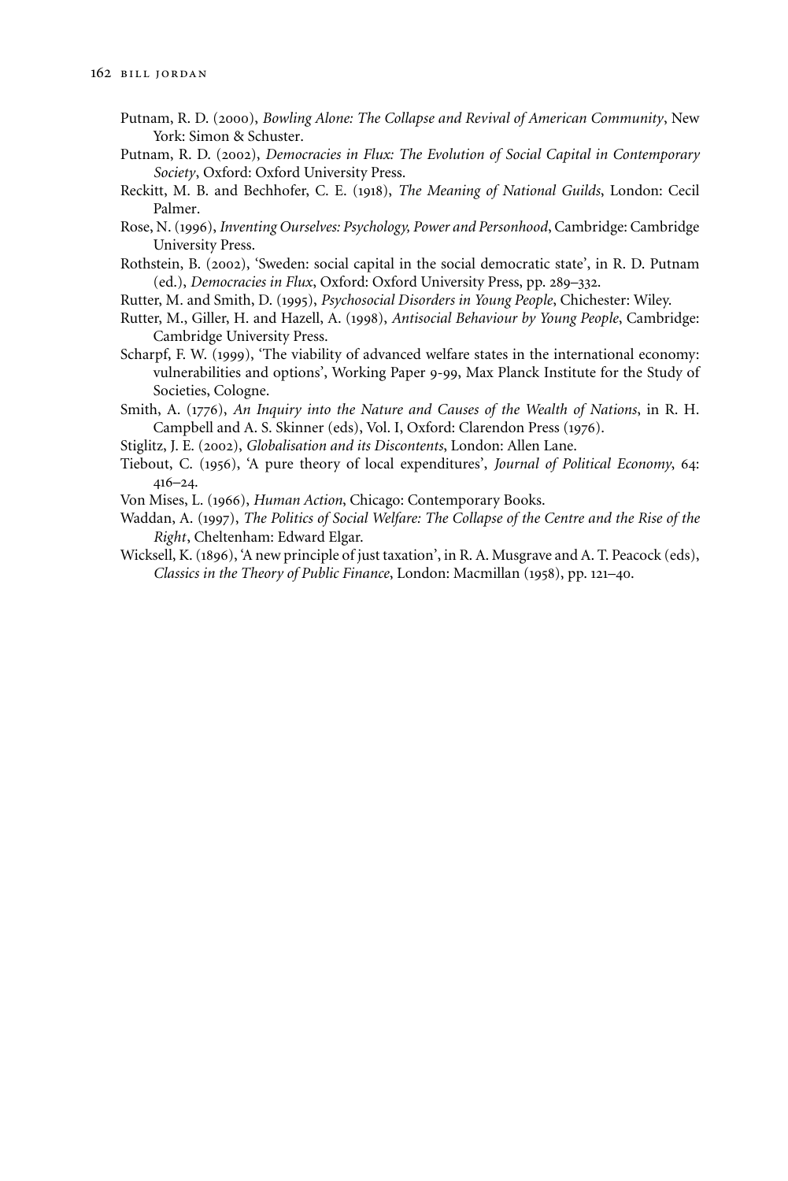Putnam, R. D. (2000), *Bowling Alone: The Collapse and Revival of American Community*, New York: Simon & Schuster.

Putnam, R. D. (2002), *Democracies in Flux: The Evolution of Social Capital in Contemporary Society*, Oxford: Oxford University Press.

Reckitt, M. B. and Bechhofer, C. E. (1918), *The Meaning of National Guilds*, London: Cecil Palmer.

Rose, N. (1996), *Inventing Ourselves: Psychology, Power and Personhood*, Cambridge: Cambridge University Press.

Rothstein, B. (2002), 'Sweden: social capital in the social democratic state', in R. D. Putnam (ed.), *Democracies in Flux*, Oxford: Oxford University Press, pp. 289–332.

Rutter, M. and Smith, D. (1995), *Psychosocial Disorders in Young People*, Chichester: Wiley.

Rutter, M., Giller, H. and Hazell, A. (1998), *Antisocial Behaviour by Young People*, Cambridge: Cambridge University Press.

Scharpf, F. W. (1999), 'The viability of advanced welfare states in the international economy: vulnerabilities and options', Working Paper 9-99, Max Planck Institute for the Study of Societies, Cologne.

Smith, A. (1776), *An Inquiry into the Nature and Causes of the Wealth of Nations*, in R. H. Campbell and A. S. Skinner (eds), Vol. I, Oxford: Clarendon Press (1976).

Stiglitz, J. E. (2002), *Globalisation and its Discontents*, London: Allen Lane.

Tiebout, C. (1956), 'A pure theory of local expenditures', *Journal of Political Economy*, 64: 416–24.

Von Mises, L. (1966), *Human Action*, Chicago: Contemporary Books.

Waddan, A. (1997), *The Politics of Social Welfare: The Collapse of the Centre and the Rise of the Right*, Cheltenham: Edward Elgar.

Wicksell, K. (1896), 'A new principle of just taxation', in R. A. Musgrave and A. T. Peacock (eds), *Classics in the Theory of Public Finance*, London: Macmillan (1958), pp. 121–40.